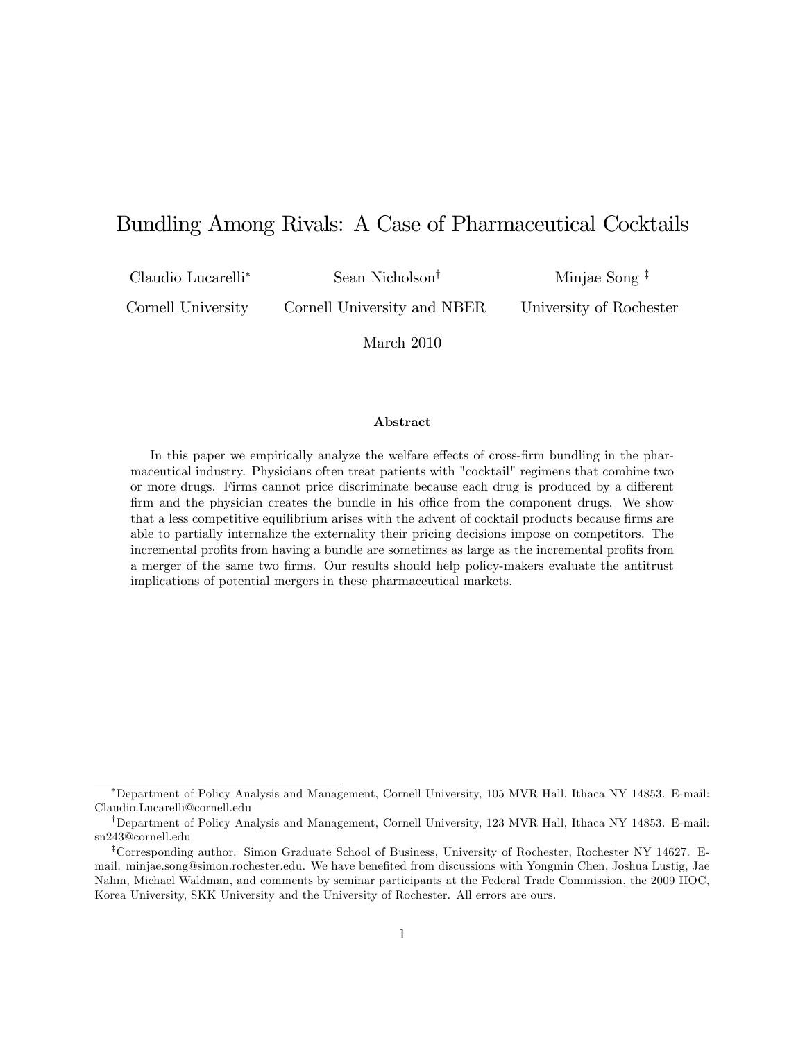# Bundling Among Rivals: A Case of Pharmaceutical Cocktails

Claudio Lucarelli[*] — Cornell University

Sean Nicholson[†] — Cornell University and NBER

Minjae Song[‡] — University of Rochester

March 2010

### Abstract

In this paper we empirically analyze the welfare effects of cross-firm bundling in the pharmaceutical industry. Physicians often treat patients with "cocktail" regimens that combine two or more drugs. Firms cannot price discriminate because each drug is produced by a different firm and the physician creates the bundle in his office from the component drugs. We show that a less competitive equilibrium arises with the advent of cocktail products because firms are able to partially internalize the externality their pricing decisions impose on competitors. The incremental profits from having a bundle are sometimes as large as the incremental profits from a merger of the same two firms. Our results should help policy-makers evaluate the antitrust implications of potential mergers in these pharmaceutical markets.

---

[*] Department of Policy Analysis and Management, Cornell University, 105 MVR Hall, Ithaca NY 14853. E-mail: Claudio.Lucarelli@cornell.edu

[†] Department of Policy Analysis and Management, Cornell University, 123 MVR Hall, Ithaca NY 14853. E-mail: sn243@cornell.edu

[‡] Corresponding author. Simon Graduate School of Business, University of Rochester, Rochester NY 14627. E-mail: minjae.song@simon.rochester.edu. We have benefited from discussions with Yongmin Chen, Joshua Lustig, Jae Nahm, Michael Waldman, and comments by seminar participants at the Federal Trade Commission, the 2009 IIOC, Korea University, SKK University and the University of Rochester. All errors are ours.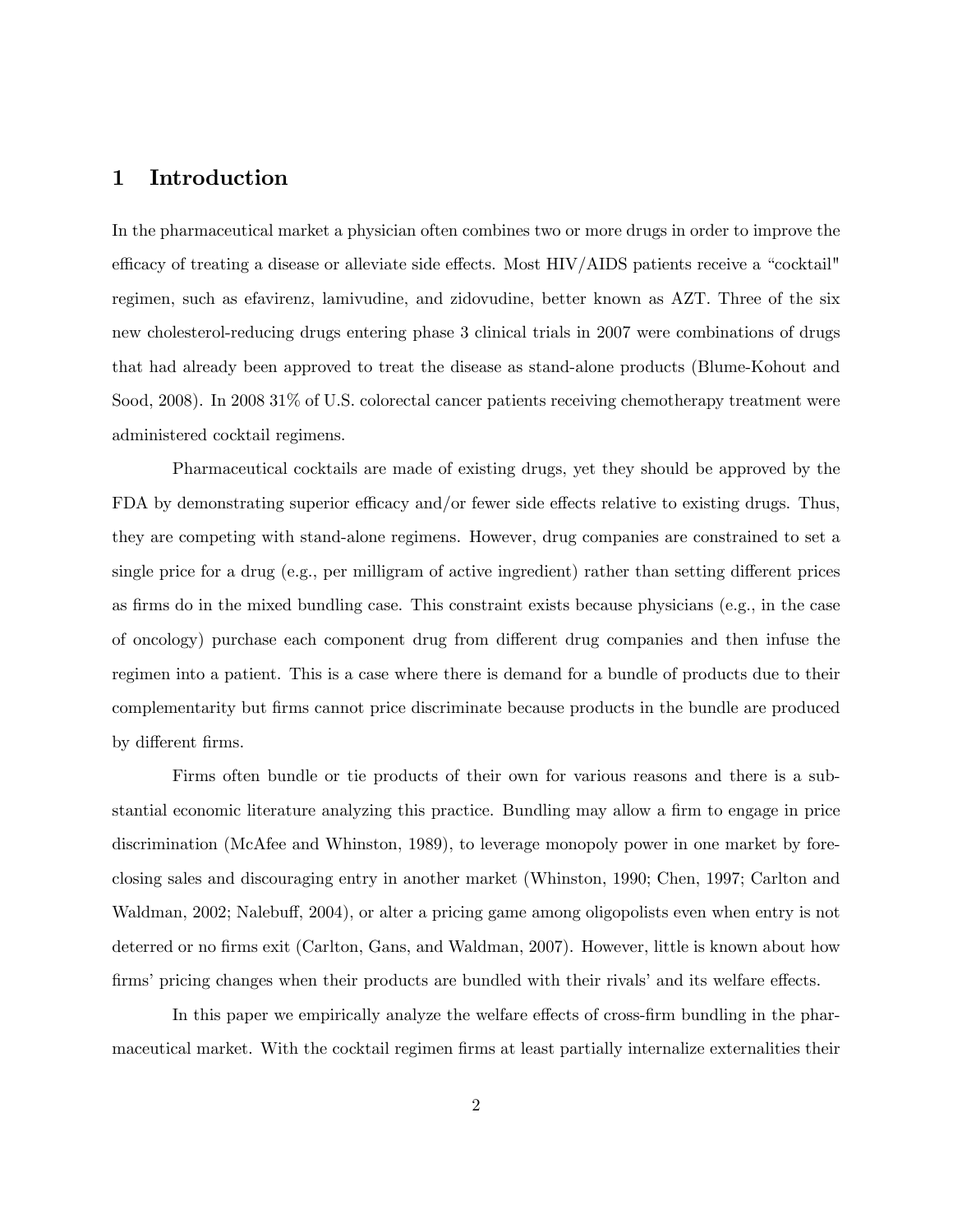# 1 Introduction

In the pharmaceutical market a physician often combines two or more drugs in order to improve the efficacy of treating a disease or alleviate side effects. Most HIV/AIDS patients receive a "cocktail" regimen, such as efavirenz, lamivudine, and zidovudine, better known as AZT. Three of the six new cholesterol-reducing drugs entering phase 3 clinical trials in 2007 were combinations of drugs that had already been approved to treat the disease as stand-alone products (Blume-Kohout and Sood, 2008). In 2008 31% of U.S. colorectal cancer patients receiving chemotherapy treatment were administered cocktail regimens.

Pharmaceutical cocktails are made of existing drugs, yet they should be approved by the FDA by demonstrating superior efficacy and/or fewer side effects relative to existing drugs. Thus, they are competing with stand-alone regimens. However, drug companies are constrained to set a single price for a drug (e.g., per milligram of active ingredient) rather than setting different prices as firms do in the mixed bundling case. This constraint exists because physicians (e.g., in the case of oncology) purchase each component drug from different drug companies and then infuse the regimen into a patient. This is a case where there is demand for a bundle of products due to their complementarity but firms cannot price discriminate because products in the bundle are produced by different firms.

Firms often bundle or tie products of their own for various reasons and there is a substantial economic literature analyzing this practice. Bundling may allow a firm to engage in price discrimination (McAfee and Whinston, 1989), to leverage monopoly power in one market by foreclosing sales and discouraging entry in another market (Whinston, 1990; Chen, 1997; Carlton and Waldman, 2002; Nalebuff, 2004), or alter a pricing game among oligopolists even when entry is not deterred or no firms exit (Carlton, Gans, and Waldman, 2007). However, little is known about how firms' pricing changes when their products are bundled with their rivals' and its welfare effects.

In this paper we empirically analyze the welfare effects of cross-firm bundling in the pharmaceutical market. With the cocktail regimen firms at least partially internalize externalities their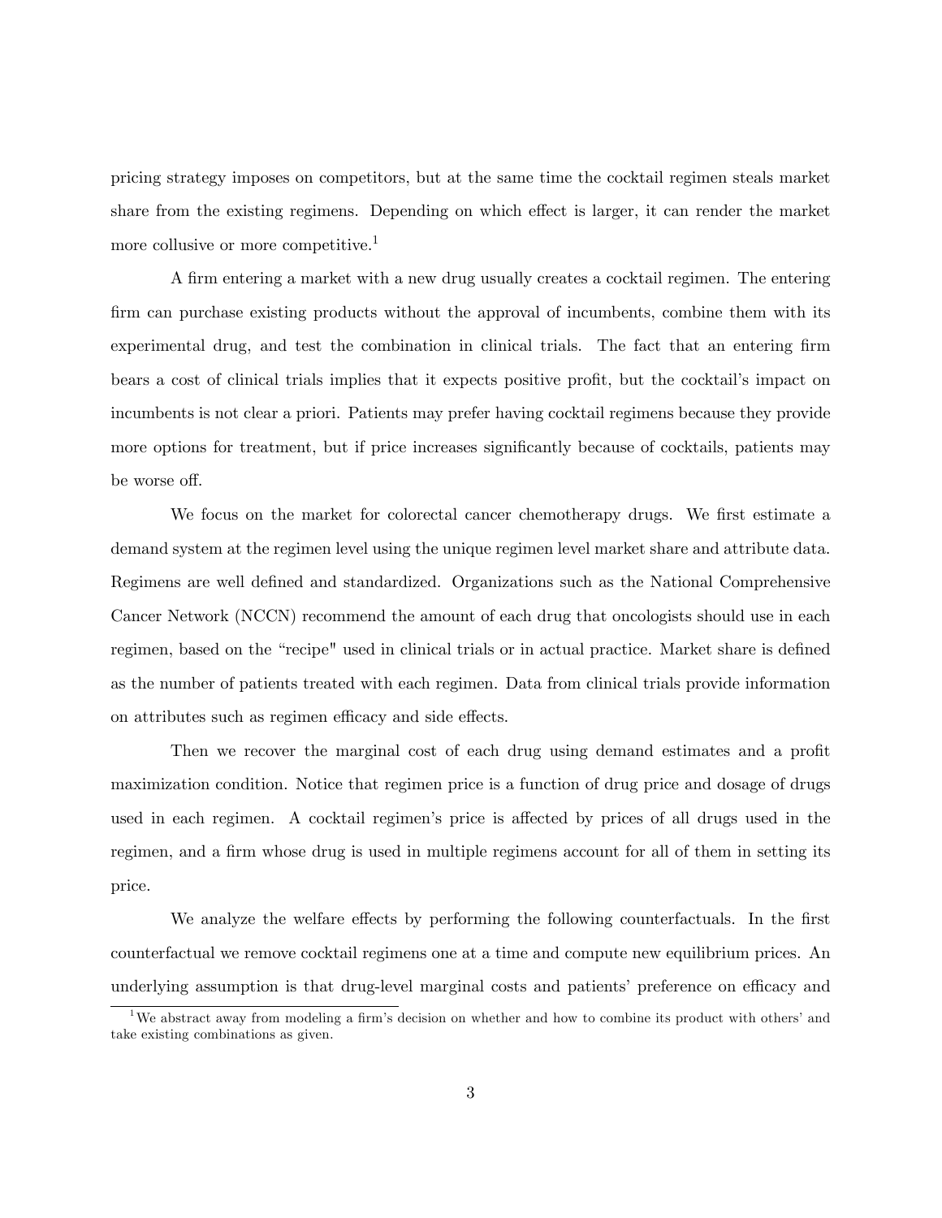pricing strategy imposes on competitors, but at the same time the cocktail regimen steals market share from the existing regimens. Depending on which effect is larger, it can render the market more collusive or more competitive.[1]

A firm entering a market with a new drug usually creates a cocktail regimen. The entering firm can purchase existing products without the approval of incumbents, combine them with its experimental drug, and test the combination in clinical trials. The fact that an entering firm bears a cost of clinical trials implies that it expects positive profit, but the cocktail's impact on incumbents is not clear a priori. Patients may prefer having cocktail regimens because they provide more options for treatment, but if price increases significantly because of cocktails, patients may be worse off.

We focus on the market for colorectal cancer chemotherapy drugs. We first estimate a demand system at the regimen level using the unique regimen level market share and attribute data. Regimens are well defined and standardized. Organizations such as the National Comprehensive Cancer Network (NCCN) recommend the amount of each drug that oncologists should use in each regimen, based on the "recipe" used in clinical trials or in actual practice. Market share is defined as the number of patients treated with each regimen. Data from clinical trials provide information on attributes such as regimen efficacy and side effects.

Then we recover the marginal cost of each drug using demand estimates and a profit maximization condition. Notice that regimen price is a function of drug price and dosage of drugs used in each regimen. A cocktail regimen's price is affected by prices of all drugs used in the regimen, and a firm whose drug is used in multiple regimens account for all of them in setting its price.

We analyze the welfare effects by performing the following counterfactuals. In the first counterfactual we remove cocktail regimens one at a time and compute new equilibrium prices. An underlying assumption is that drug-level marginal costs and patients' preference on efficacy and

[1] We abstract away from modeling a firm's decision on whether and how to combine its product with others' and take existing combinations as given.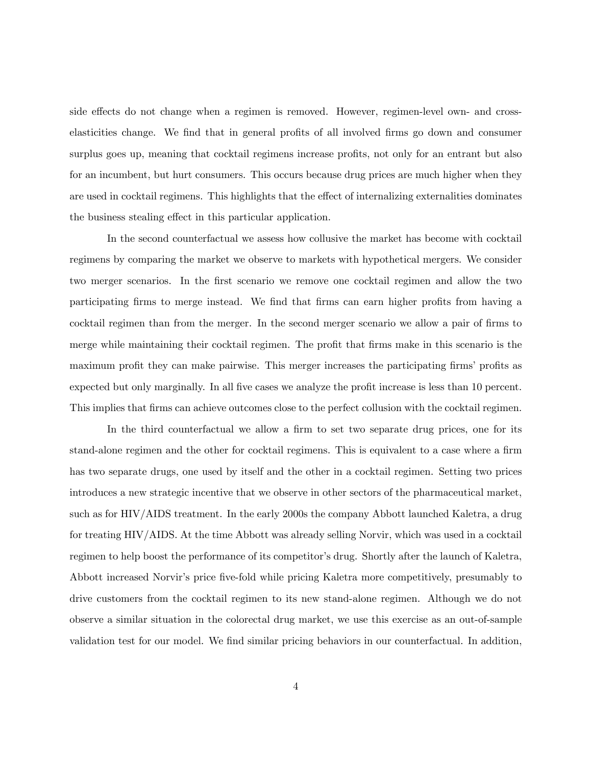side effects do not change when a regimen is removed. However, regimen-level own- and cross-elasticities change. We find that in general profits of all involved firms go down and consumer surplus goes up, meaning that cocktail regimens increase profits, not only for an entrant but also for an incumbent, but hurt consumers. This occurs because drug prices are much higher when they are used in cocktail regimens. This highlights that the effect of internalizing externalities dominates the business stealing effect in this particular application.

In the second counterfactual we assess how collusive the market has become with cocktail regimens by comparing the market we observe to markets with hypothetical mergers. We consider two merger scenarios. In the first scenario we remove one cocktail regimen and allow the two participating firms to merge instead. We find that firms can earn higher profits from having a cocktail regimen than from the merger. In the second merger scenario we allow a pair of firms to merge while maintaining their cocktail regimen. The profit that firms make in this scenario is the maximum profit they can make pairwise. This merger increases the participating firms' profits as expected but only marginally. In all five cases we analyze the profit increase is less than 10 percent. This implies that firms can achieve outcomes close to the perfect collusion with the cocktail regimen.

In the third counterfactual we allow a firm to set two separate drug prices, one for its stand-alone regimen and the other for cocktail regimens. This is equivalent to a case where a firm has two separate drugs, one used by itself and the other in a cocktail regimen. Setting two prices introduces a new strategic incentive that we observe in other sectors of the pharmaceutical market, such as for HIV/AIDS treatment. In the early 2000s the company Abbott launched Kaletra, a drug for treating HIV/AIDS. At the time Abbott was already selling Norvir, which was used in a cocktail regimen to help boost the performance of its competitor's drug. Shortly after the launch of Kaletra, Abbott increased Norvir's price five-fold while pricing Kaletra more competitively, presumably to drive customers from the cocktail regimen to its new stand-alone regimen. Although we do not observe a similar situation in the colorectal drug market, we use this exercise as an out-of-sample validation test for our model. We find similar pricing behaviors in our counterfactual. In addition,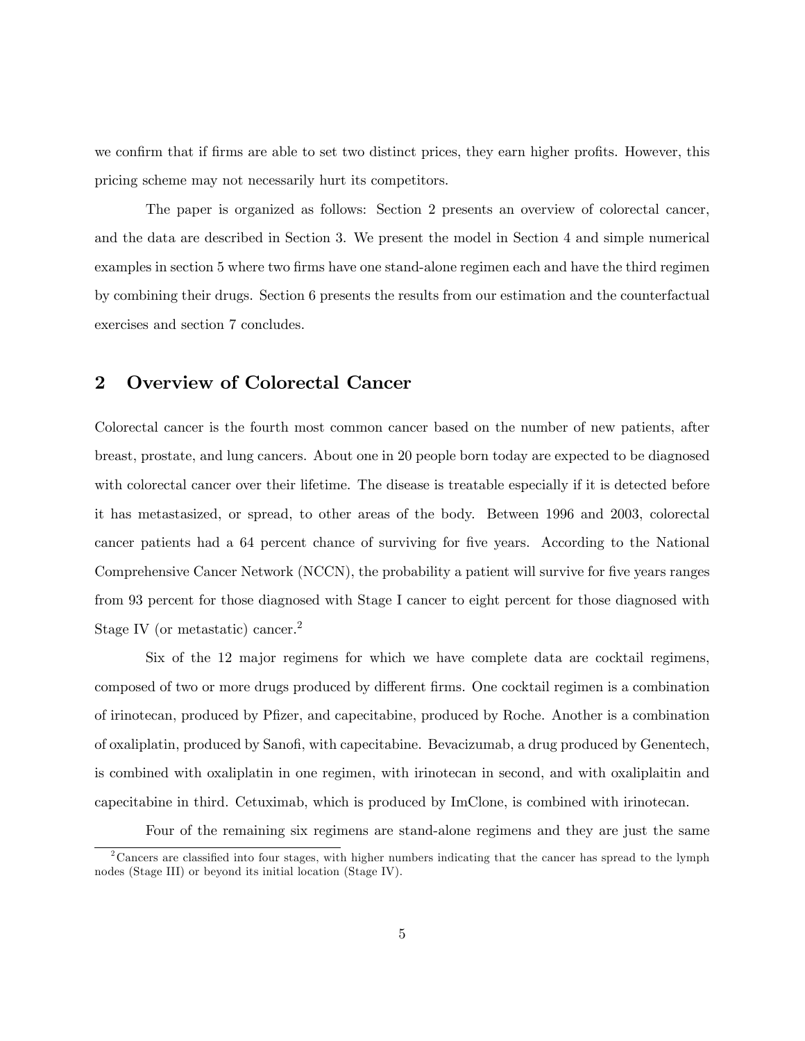we confirm that if firms are able to set two distinct prices, they earn higher profits. However, this pricing scheme may not necessarily hurt its competitors.

The paper is organized as follows: Section 2 presents an overview of colorectal cancer, and the data are described in Section 3. We present the model in Section 4 and simple numerical examples in section 5 where two firms have one stand-alone regimen each and have the third regimen by combining their drugs. Section 6 presents the results from our estimation and the counterfactual exercises and section 7 concludes.

## 2 Overview of Colorectal Cancer

Colorectal cancer is the fourth most common cancer based on the number of new patients, after breast, prostate, and lung cancers. About one in 20 people born today are expected to be diagnosed with colorectal cancer over their lifetime. The disease is treatable especially if it is detected before it has metastasized, or spread, to other areas of the body. Between 1996 and 2003, colorectal cancer patients had a 64 percent chance of surviving for five years. According to the National Comprehensive Cancer Network (NCCN), the probability a patient will survive for five years ranges from 93 percent for those diagnosed with Stage I cancer to eight percent for those diagnosed with Stage IV (or metastatic) cancer.[2]

Six of the 12 major regimens for which we have complete data are cocktail regimens, composed of two or more drugs produced by different firms. One cocktail regimen is a combination of irinotecan, produced by Pfizer, and capecitabine, produced by Roche. Another is a combination of oxaliplatin, produced by Sanofi, with capecitabine. Bevacizumab, a drug produced by Genentech, is combined with oxaliplatin in one regimen, with irinotecan in second, and with oxaliplaitin and capecitabine in third. Cetuximab, which is produced by ImClone, is combined with irinotecan.

Four of the remaining six regimens are stand-alone regimens and they are just the same

[2] Cancers are classified into four stages, with higher numbers indicating that the cancer has spread to the lymph nodes (Stage III) or beyond its initial location (Stage IV).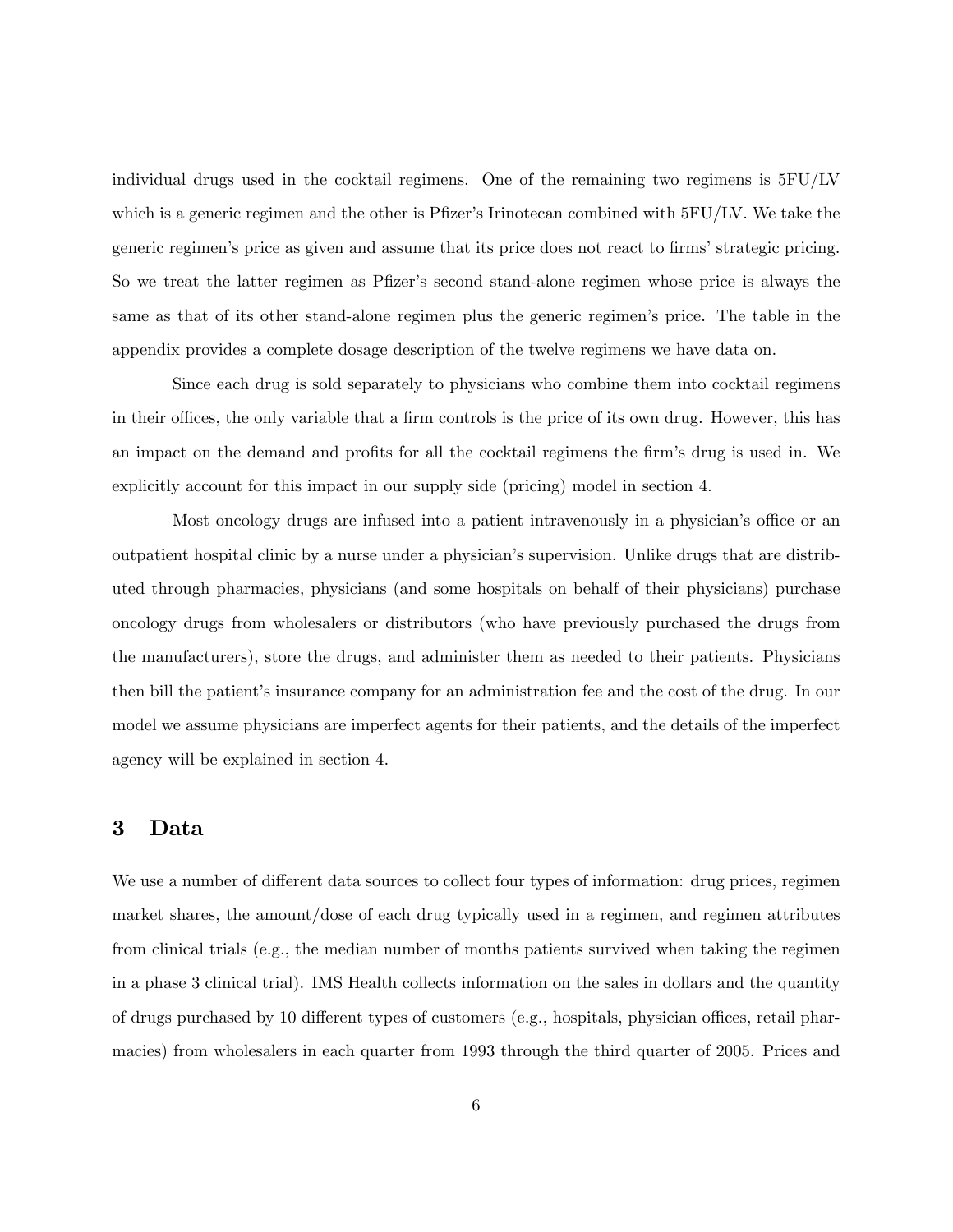individual drugs used in the cocktail regimens. One of the remaining two regimens is 5FU/LV which is a generic regimen and the other is Pfizer's Irinotecan combined with 5FU/LV. We take the generic regimen's price as given and assume that its price does not react to firms' strategic pricing. So we treat the latter regimen as Pfizer's second stand-alone regimen whose price is always the same as that of its other stand-alone regimen plus the generic regimen's price. The table in the appendix provides a complete dosage description of the twelve regimens we have data on.

Since each drug is sold separately to physicians who combine them into cocktail regimens in their offices, the only variable that a firm controls is the price of its own drug. However, this has an impact on the demand and profits for all the cocktail regimens the firm's drug is used in. We explicitly account for this impact in our supply side (pricing) model in section 4.

Most oncology drugs are infused into a patient intravenously in a physician's office or an outpatient hospital clinic by a nurse under a physician's supervision. Unlike drugs that are distributed through pharmacies, physicians (and some hospitals on behalf of their physicians) purchase oncology drugs from wholesalers or distributors (who have previously purchased the drugs from the manufacturers), store the drugs, and administer them as needed to their patients. Physicians then bill the patient's insurance company for an administration fee and the cost of the drug. In our model we assume physicians are imperfect agents for their patients, and the details of the imperfect agency will be explained in section 4.

# 3 Data

We use a number of different data sources to collect four types of information: drug prices, regimen market shares, the amount/dose of each drug typically used in a regimen, and regimen attributes from clinical trials (e.g., the median number of months patients survived when taking the regimen in a phase 3 clinical trial). IMS Health collects information on the sales in dollars and the quantity of drugs purchased by 10 different types of customers (e.g., hospitals, physician offices, retail pharmacies) from wholesalers in each quarter from 1993 through the third quarter of 2005. Prices and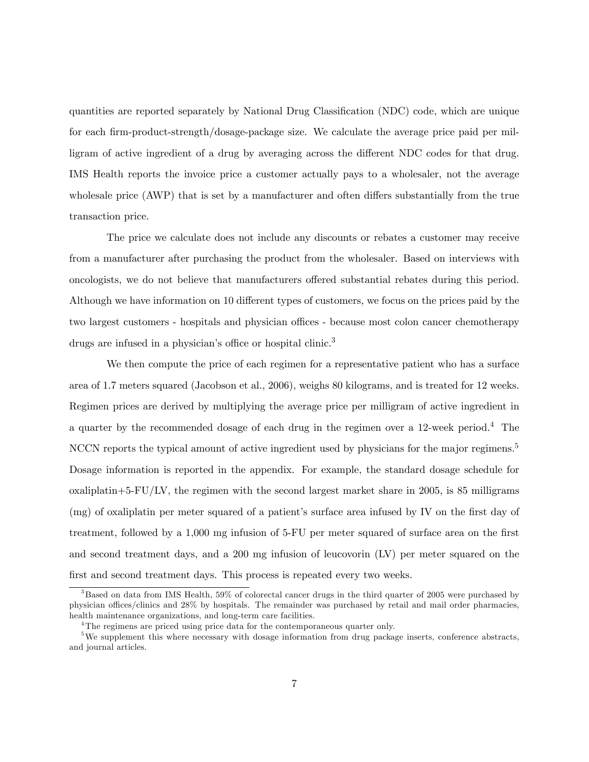quantities are reported separately by National Drug Classification (NDC) code, which are unique for each firm-product-strength/dosage-package size. We calculate the average price paid per milligram of active ingredient of a drug by averaging across the different NDC codes for that drug. IMS Health reports the invoice price a customer actually pays to a wholesaler, not the average wholesale price (AWP) that is set by a manufacturer and often differs substantially from the true transaction price.

The price we calculate does not include any discounts or rebates a customer may receive from a manufacturer after purchasing the product from the wholesaler. Based on interviews with oncologists, we do not believe that manufacturers offered substantial rebates during this period. Although we have information on 10 different types of customers, we focus on the prices paid by the two largest customers - hospitals and physician offices - because most colon cancer chemotherapy drugs are infused in a physician's office or hospital clinic.[3]

We then compute the price of each regimen for a representative patient who has a surface area of 1.7 meters squared (Jacobson et al., 2006), weighs 80 kilograms, and is treated for 12 weeks. Regimen prices are derived by multiplying the average price per milligram of active ingredient in a quarter by the recommended dosage of each drug in the regimen over a 12-week period.[4] The NCCN reports the typical amount of active ingredient used by physicians for the major regimens.[5] Dosage information is reported in the appendix. For example, the standard dosage schedule for oxaliplatin+5-FU/LV, the regimen with the second largest market share in 2005, is 85 milligrams (mg) of oxaliplatin per meter squared of a patient's surface area infused by IV on the first day of treatment, followed by a 1,000 mg infusion of 5-FU per meter squared of surface area on the first and second treatment days, and a 200 mg infusion of leucovorin (LV) per meter squared on the first and second treatment days. This process is repeated every two weeks.

---

[3] Based on data from IMS Health, 59% of colorectal cancer drugs in the third quarter of 2005 were purchased by physician offices/clinics and 28% by hospitals. The remainder was purchased by retail and mail order pharmacies, health maintenance organizations, and long-term care facilities.

[4] The regimens are priced using price data for the contemporaneous quarter only.

[5] We supplement this where necessary with dosage information from drug package inserts, conference abstracts, and journal articles.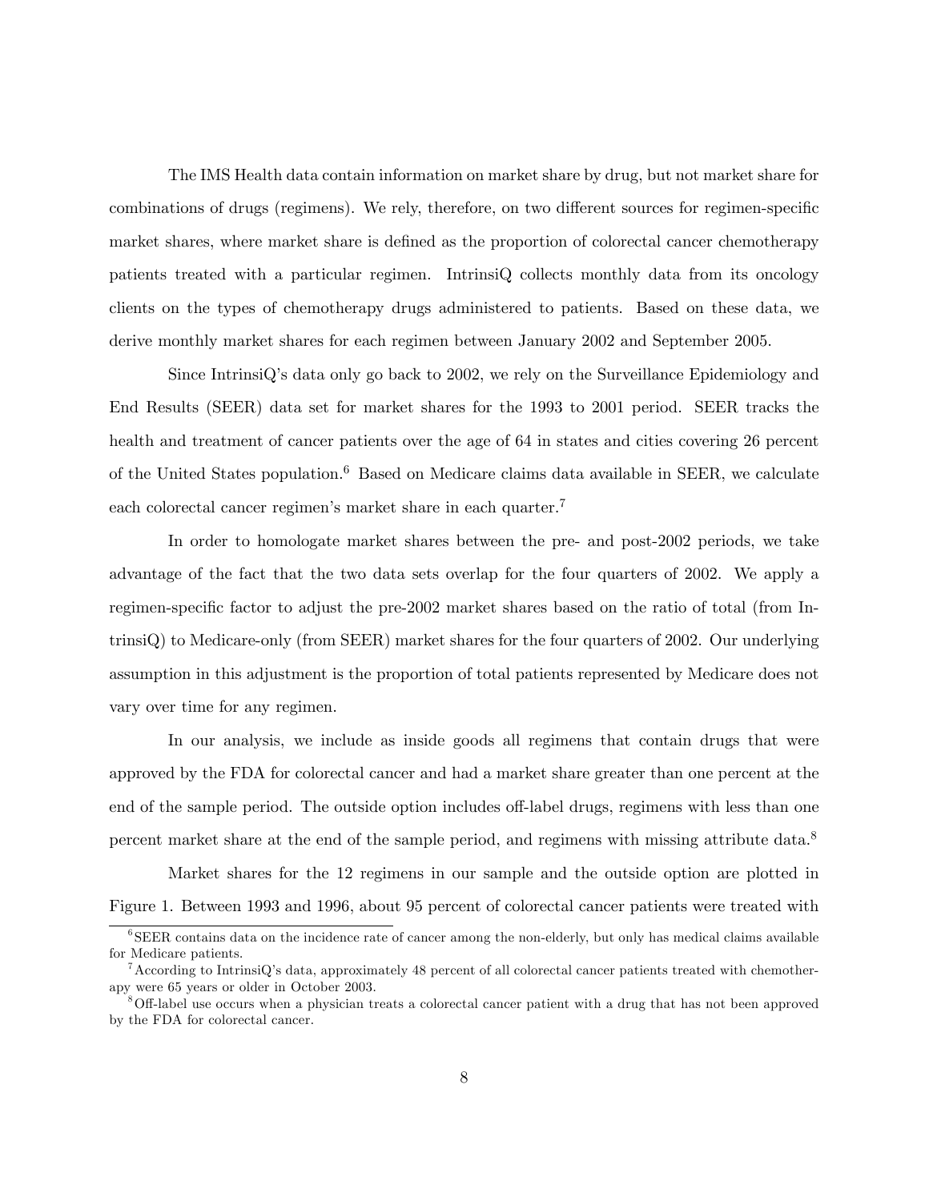The IMS Health data contain information on market share by drug, but not market share for combinations of drugs (regimens). We rely, therefore, on two different sources for regimen-specific market shares, where market share is defined as the proportion of colorectal cancer chemotherapy patients treated with a particular regimen. IntrinsiQ collects monthly data from its oncology clients on the types of chemotherapy drugs administered to patients. Based on these data, we derive monthly market shares for each regimen between January 2002 and September 2005.

Since IntrinsiQ's data only go back to 2002, we rely on the Surveillance Epidemiology and End Results (SEER) data set for market shares for the 1993 to 2001 period. SEER tracks the health and treatment of cancer patients over the age of 64 in states and cities covering 26 percent of the United States population.[6] Based on Medicare claims data available in SEER, we calculate each colorectal cancer regimen's market share in each quarter.[7]

In order to homologate market shares between the pre- and post-2002 periods, we take advantage of the fact that the two data sets overlap for the four quarters of 2002. We apply a regimen-specific factor to adjust the pre-2002 market shares based on the ratio of total (from IntrinsiQ) to Medicare-only (from SEER) market shares for the four quarters of 2002. Our underlying assumption in this adjustment is the proportion of total patients represented by Medicare does not vary over time for any regimen.

In our analysis, we include as inside goods all regimens that contain drugs that were approved by the FDA for colorectal cancer and had a market share greater than one percent at the end of the sample period. The outside option includes off-label drugs, regimens with less than one percent market share at the end of the sample period, and regimens with missing attribute data.[8]

Market shares for the 12 regimens in our sample and the outside option are plotted in Figure 1. Between 1993 and 1996, about 95 percent of colorectal cancer patients were treated with

[6] SEER contains data on the incidence rate of cancer among the non-elderly, but only has medical claims available for Medicare patients.

[7] According to IntrinsiQ's data, approximately 48 percent of all colorectal cancer patients treated with chemotherapy were 65 years or older in October 2003.

[8] Off-label use occurs when a physician treats a colorectal cancer patient with a drug that has not been approved by the FDA for colorectal cancer.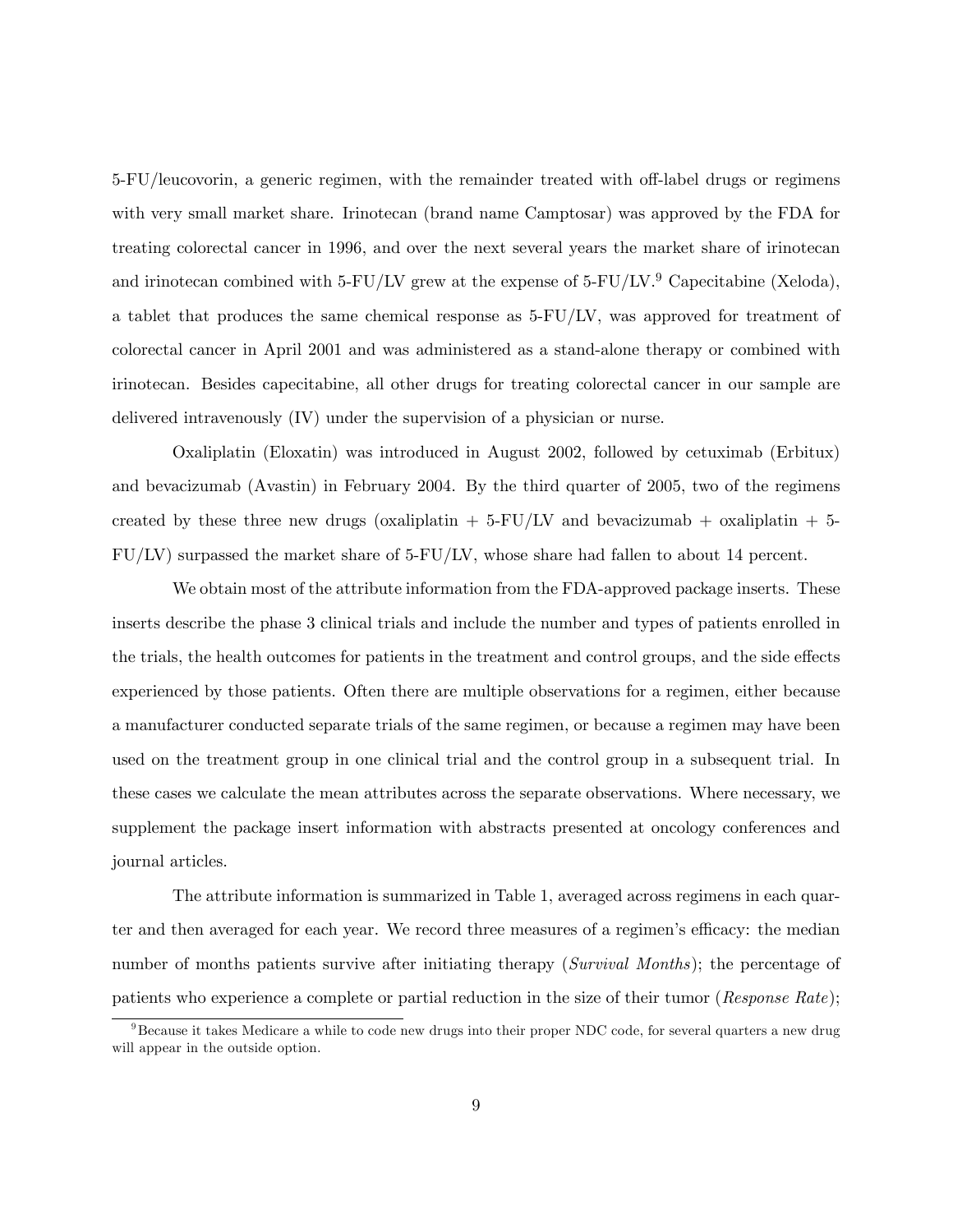5-FU/leucovorin, a generic regimen, with the remainder treated with off-label drugs or regimens with very small market share. Irinotecan (brand name Camptosar) was approved by the FDA for treating colorectal cancer in 1996, and over the next several years the market share of irinotecan and irinotecan combined with 5-FU/LV grew at the expense of 5-FU/LV.[9] Capecitabine (Xeloda), a tablet that produces the same chemical response as 5-FU/LV, was approved for treatment of colorectal cancer in April 2001 and was administered as a stand-alone therapy or combined with irinotecan. Besides capecitabine, all other drugs for treating colorectal cancer in our sample are delivered intravenously (IV) under the supervision of a physician or nurse.

Oxaliplatin (Eloxatin) was introduced in August 2002, followed by cetuximab (Erbitux) and bevacizumab (Avastin) in February 2004. By the third quarter of 2005, two of the regimens created by these three new drugs (oxaliplatin + 5-FU/LV and bevacizumab + oxaliplatin + 5-FU/LV) surpassed the market share of 5-FU/LV, whose share had fallen to about 14 percent.

We obtain most of the attribute information from the FDA-approved package inserts. These inserts describe the phase 3 clinical trials and include the number and types of patients enrolled in the trials, the health outcomes for patients in the treatment and control groups, and the side effects experienced by those patients. Often there are multiple observations for a regimen, either because a manufacturer conducted separate trials of the same regimen, or because a regimen may have been used on the treatment group in one clinical trial and the control group in a subsequent trial. In these cases we calculate the mean attributes across the separate observations. Where necessary, we supplement the package insert information with abstracts presented at oncology conferences and journal articles.

The attribute information is summarized in Table 1, averaged across regimens in each quarter and then averaged for each year. We record three measures of a regimen's efficacy: the median number of months patients survive after initiating therapy (*Survival Months*); the percentage of patients who experience a complete or partial reduction in the size of their tumor (*Response Rate*);

[9] Because it takes Medicare a while to code new drugs into their proper NDC code, for several quarters a new drug will appear in the outside option.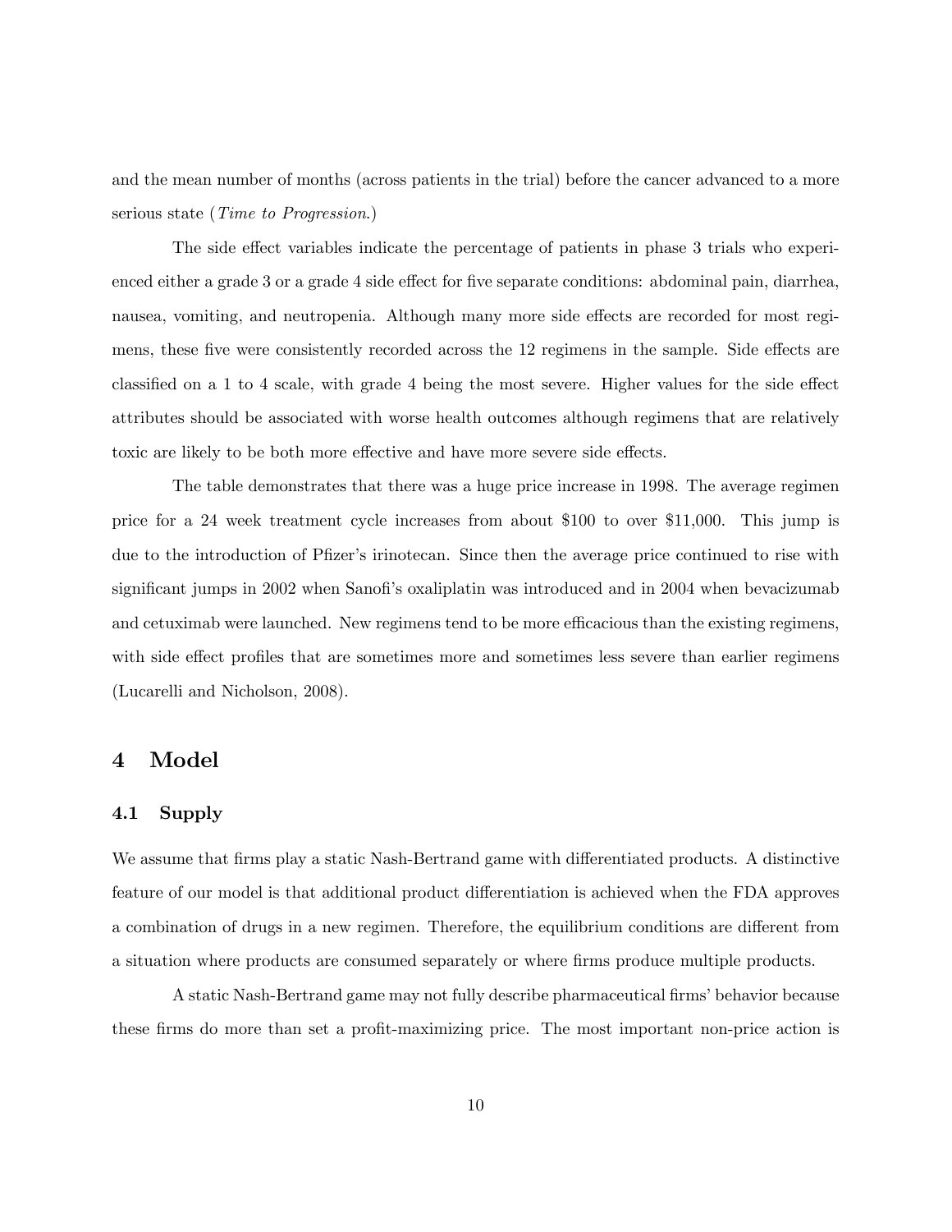and the mean number of months (across patients in the trial) before the cancer advanced to a more serious state (*Time to Progression*.)

The side effect variables indicate the percentage of patients in phase 3 trials who experienced either a grade 3 or a grade 4 side effect for five separate conditions: abdominal pain, diarrhea, nausea, vomiting, and neutropenia. Although many more side effects are recorded for most regimens, these five were consistently recorded across the 12 regimens in the sample. Side effects are classified on a 1 to 4 scale, with grade 4 being the most severe. Higher values for the side effect attributes should be associated with worse health outcomes although regimens that are relatively toxic are likely to be both more effective and have more severe side effects.

The table demonstrates that there was a huge price increase in 1998. The average regimen price for a 24 week treatment cycle increases from about \$100 to over \$11,000. This jump is due to the introduction of Pfizer's irinotecan. Since then the average price continued to rise with significant jumps in 2002 when Sanofi's oxaliplatin was introduced and in 2004 when bevacizumab and cetuximab were launched. New regimens tend to be more efficacious than the existing regimens, with side effect profiles that are sometimes more and sometimes less severe than earlier regimens (Lucarelli and Nicholson, 2008).

# 4 Model

## 4.1 Supply

We assume that firms play a static Nash-Bertrand game with differentiated products. A distinctive feature of our model is that additional product differentiation is achieved when the FDA approves a combination of drugs in a new regimen. Therefore, the equilibrium conditions are different from a situation where products are consumed separately or where firms produce multiple products.

A static Nash-Bertrand game may not fully describe pharmaceutical firms' behavior because these firms do more than set a profit-maximizing price. The most important non-price action is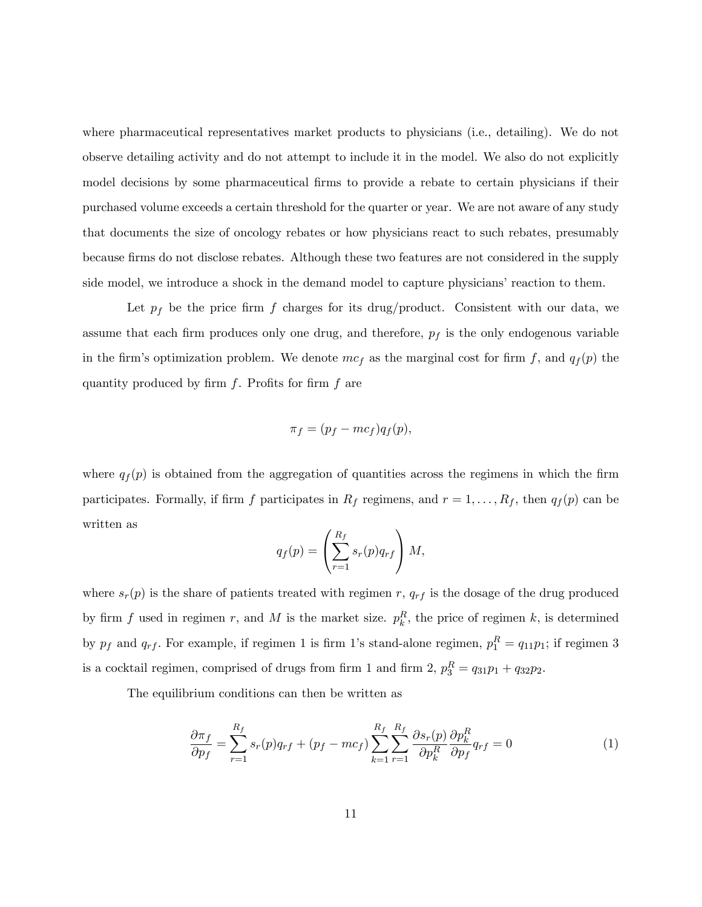where pharmaceutical representatives market products to physicians (i.e., detailing). We do not observe detailing activity and do not attempt to include it in the model. We also do not explicitly model decisions by some pharmaceutical firms to provide a rebate to certain physicians if their purchased volume exceeds a certain threshold for the quarter or year. We are not aware of any study that documents the size of oncology rebates or how physicians react to such rebates, presumably because firms do not disclose rebates. Although these two features are not considered in the supply side model, we introduce a shock in the demand model to capture physicians' reaction to them.

Let $p_f$ be the price firm $f$ charges for its drug/product. Consistent with our data, we assume that each firm produces only one drug, and therefore, $p_f$ is the only endogenous variable in the firm's optimization problem. We denote $mc_f$ as the marginal cost for firm $f$, and $q_f(p)$ the quantity produced by firm $f$. Profits for firm $f$ are

$$\pi_f = (p_f - mc_f) q_f(p),$$

where $q_f(p)$ is obtained from the aggregation of quantities across the regimens in which the firm participates. Formally, if firm $f$ participates in $R_f$ regimens, and $r = 1, \ldots, R_f$, then $q_f(p)$ can be written as

$$q_f(p) = \left( \sum_{r=1}^{R_f} s_r(p) q_{rf} \right) M,$$

where $s_r(p)$ is the share of patients treated with regimen $r$, $q_{rf}$ is the dosage of the drug produced by firm $f$ used in regimen $r$, and $M$ is the market size. $p_k^R$, the price of regimen $k$, is determined by $p_f$ and $q_{rf}$. For example, if regimen 1 is firm 1's stand-alone regimen, $p_1^R = q_{11} p_1$; if regimen 3 is a cocktail regimen, comprised of drugs from firm 1 and firm 2, $p_3^R = q_{31} p_1 + q_{32} p_2$.

The equilibrium conditions can then be written as

$$\frac{\partial \pi_f}{\partial p_f} = \sum_{r=1}^{R_f} s_r(p) q_{rf} + (p_f - mc_f) \sum_{k=1}^{R_f} \sum_{r=1}^{R_f} \frac{\partial s_r(p)}{\partial p_k^R} \frac{\partial p_k^R}{\partial p_f} q_{rf} = 0 \tag{1}$$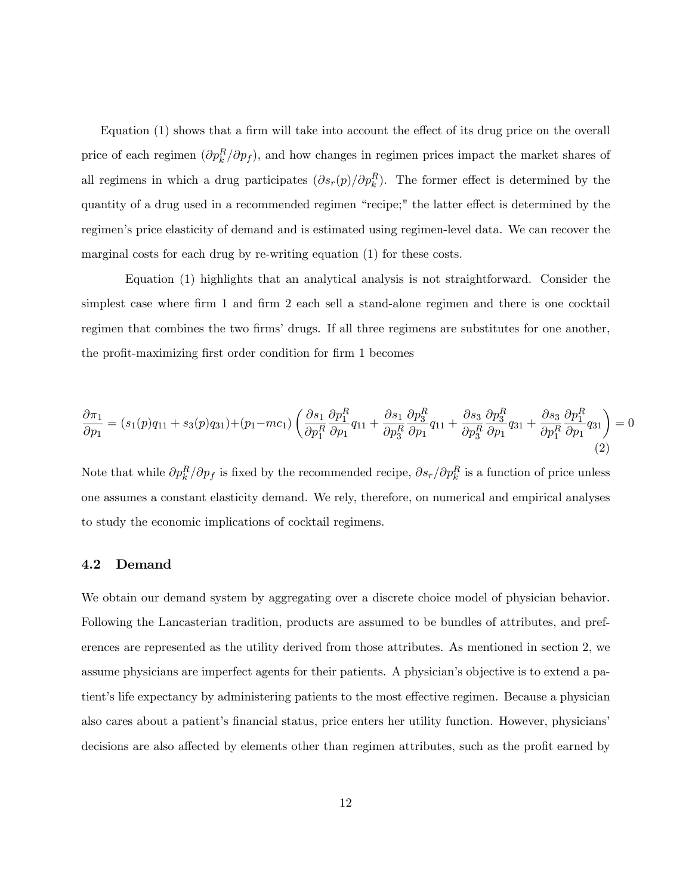Equation (1) shows that a firm will take into account the effect of its drug price on the overall price of each regimen ($\partial p_k^R / \partial p_f$), and how changes in regimen prices impact the market shares of all regimens in which a drug participates ($\partial s_r(p) / \partial p_k^R$). The former effect is determined by the quantity of a drug used in a recommended regimen "recipe;" the latter effect is determined by the regimen's price elasticity of demand and is estimated using regimen-level data. We can recover the marginal costs for each drug by re-writing equation (1) for these costs.

Equation (1) highlights that an analytical analysis is not straightforward. Consider the simplest case where firm 1 and firm 2 each sell a stand-alone regimen and there is one cocktail regimen that combines the two firms' drugs. If all three regimens are substitutes for one another, the profit-maximizing first order condition for firm 1 becomes

$$\frac{\partial \pi_1}{\partial p_1} = (s_1(p)q_{11} + s_3(p)q_{31}) + (p_1 - mc_1)\left(\frac{\partial s_1}{\partial p_1^R}\frac{\partial p_1^R}{\partial p_1}q_{11} + \frac{\partial s_1}{\partial p_3^R}\frac{\partial p_3^R}{\partial p_1}q_{11} + \frac{\partial s_3}{\partial p_3^R}\frac{\partial p_3^R}{\partial p_1}q_{31} + \frac{\partial s_3}{\partial p_1^R}\frac{\partial p_1^R}{\partial p_1}q_{31}\right) = 0 \tag{2}$$

Note that while $\partial p_k^R / \partial p_f$ is fixed by the recommended recipe, $\partial s_r / \partial p_k^R$ is a function of price unless one assumes a constant elasticity demand. We rely, therefore, on numerical and empirical analyses to study the economic implications of cocktail regimens.

### 4.2 Demand

We obtain our demand system by aggregating over a discrete choice model of physician behavior. Following the Lancasterian tradition, products are assumed to be bundles of attributes, and preferences are represented as the utility derived from those attributes. As mentioned in section 2, we assume physicians are imperfect agents for their patients. A physician's objective is to extend a patient's life expectancy by administering patients to the most effective regimen. Because a physician also cares about a patient's financial status, price enters her utility function. However, physicians' decisions are also affected by elements other than regimen attributes, such as the profit earned by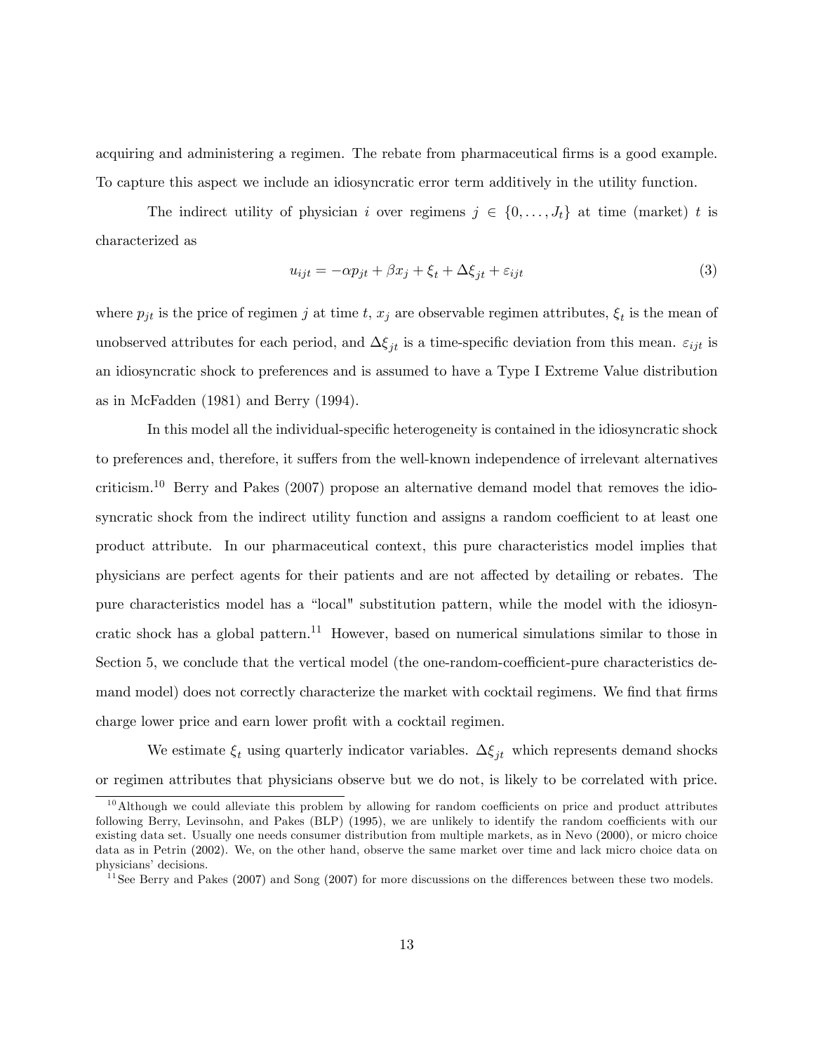acquiring and administering a regimen. The rebate from pharmaceutical firms is a good example. To capture this aspect we include an idiosyncratic error term additively in the utility function.

The indirect utility of physician $i$ over regimens $j \in \{0, \ldots, J_t\}$ at time (market) $t$ is characterized as

$$u_{ijt} = -\alpha p_{jt} + \beta x_j + \xi_t + \Delta\xi_{jt} + \varepsilon_{ijt} \tag{3}$$

where $p_{jt}$ is the price of regimen $j$ at time $t$, $x_j$ are observable regimen attributes, $\xi_t$ is the mean of unobserved attributes for each period, and $\Delta\xi_{jt}$ is a time-specific deviation from this mean. $\varepsilon_{ijt}$ is an idiosyncratic shock to preferences and is assumed to have a Type I Extreme Value distribution as in McFadden (1981) and Berry (1994).

In this model all the individual-specific heterogeneity is contained in the idiosyncratic shock to preferences and, therefore, it suffers from the well-known independence of irrelevant alternatives criticism.[10] Berry and Pakes (2007) propose an alternative demand model that removes the idiosyncratic shock from the indirect utility function and assigns a random coefficient to at least one product attribute. In our pharmaceutical context, this pure characteristics model implies that physicians are perfect agents for their patients and are not affected by detailing or rebates. The pure characteristics model has a "local" substitution pattern, while the model with the idiosyncratic shock has a global pattern.[11] However, based on numerical simulations similar to those in Section 5, we conclude that the vertical model (the one-random-coefficient-pure characteristics demand model) does not correctly characterize the market with cocktail regimens. We find that firms charge lower price and earn lower profit with a cocktail regimen.

We estimate $\xi_t$ using quarterly indicator variables. $\Delta\xi_{jt}$ which represents demand shocks or regimen attributes that physicians observe but we do not, is likely to be correlated with price.

[10] Although we could alleviate this problem by allowing for random coefficients on price and product attributes following Berry, Levinsohn, and Pakes (BLP) (1995), we are unlikely to identify the random coefficients with our existing data set. Usually one needs consumer distribution from multiple markets, as in Nevo (2000), or micro choice data as in Petrin (2002). We, on the other hand, observe the same market over time and lack micro choice data on physicians' decisions.

[11] See Berry and Pakes (2007) and Song (2007) for more discussions on the differences between these two models.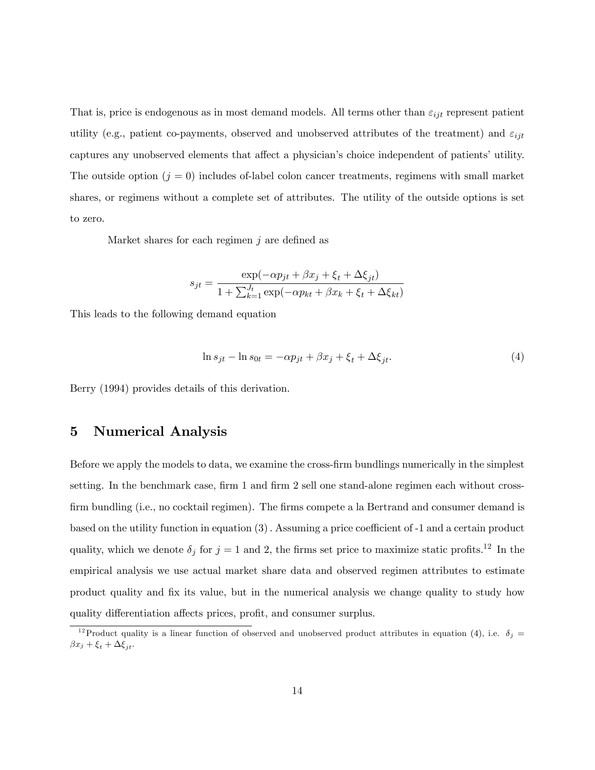That is, price is endogenous as in most demand models. All terms other than $\varepsilon_{ijt}$ represent patient utility (e.g., patient co-payments, observed and unobserved attributes of the treatment) and $\varepsilon_{ijt}$ captures any unobserved elements that affect a physician's choice independent of patients' utility. The outside option ($j = 0$) includes of-label colon cancer treatments, regimens with small market shares, or regimens without a complete set of attributes. The utility of the outside options is set to zero.

Market shares for each regimen $j$ are defined as

$$s_{jt} = \frac{\exp(-\alpha p_{jt} + \beta x_j + \xi_t + \Delta\xi_{jt})}{1 + \sum_{k=1}^{J_t} \exp(-\alpha p_{kt} + \beta x_k + \xi_t + \Delta\xi_{kt})}$$

This leads to the following demand equation

$$\ln s_{jt} - \ln s_{0t} = -\alpha p_{jt} + \beta x_j + \xi_t + \Delta\xi_{jt}. \tag{4}$$

Berry (1994) provides details of this derivation.

## 5 Numerical Analysis

Before we apply the models to data, we examine the cross-firm bundlings numerically in the simplest setting. In the benchmark case, firm 1 and firm 2 sell one stand-alone regimen each without cross-firm bundling (i.e., no cocktail regimen). The firms compete a la Bertrand and consumer demand is based on the utility function in equation (3) . Assuming a price coefficient of -1 and a certain product quality, which we denote $\delta_j$ for $j = 1$ and 2, the firms set price to maximize static profits.[12] In the empirical analysis we use actual market share data and observed regimen attributes to estimate product quality and fix its value, but in the numerical analysis we change quality to study how quality differentiation affects prices, profit, and consumer surplus.

[12] Product quality is a linear function of observed and unobserved product attributes in equation (4), i.e. $\delta_j = \beta x_j + \xi_t + \Delta\xi_{jt}$.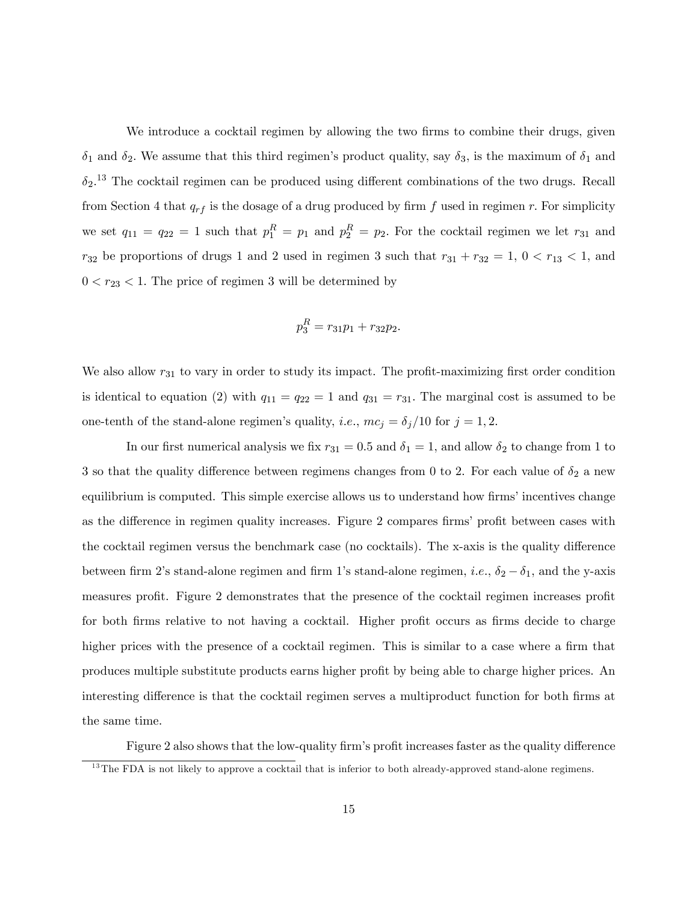We introduce a cocktail regimen by allowing the two firms to combine their drugs, given $\delta_1$ and $\delta_2$. We assume that this third regimen's product quality, say $\delta_3$, is the maximum of $\delta_1$ and $\delta_2$.[13] The cocktail regimen can be produced using different combinations of the two drugs. Recall from Section 4 that $q_{rf}$ is the dosage of a drug produced by firm $f$ used in regimen $r$. For simplicity we set $q_{11} = q_{22} = 1$ such that $p_1^R = p_1$ and $p_2^R = p_2$. For the cocktail regimen we let $r_{31}$ and $r_{32}$ be proportions of drugs 1 and 2 used in regimen 3 such that $r_{31} + r_{32} = 1$, $0 < r_{13} < 1$, and $0 < r_{23} < 1$. The price of regimen 3 will be determined by

$$p_3^R = r_{31}p_1 + r_{32}p_2.$$

We also allow $r_{31}$ to vary in order to study its impact. The profit-maximizing first order condition is identical to equation (2) with $q_{11} = q_{22} = 1$ and $q_{31} = r_{31}$. The marginal cost is assumed to be one-tenth of the stand-alone regimen's quality, *i.e.*, $mc_j = \delta_j/10$ for $j = 1, 2$.

In our first numerical analysis we fix $r_{31} = 0.5$ and $\delta_1 = 1$, and allow $\delta_2$ to change from 1 to 3 so that the quality difference between regimens changes from 0 to 2. For each value of $\delta_2$ a new equilibrium is computed. This simple exercise allows us to understand how firms' incentives change as the difference in regimen quality increases. Figure 2 compares firms' profit between cases with the cocktail regimen versus the benchmark case (no cocktails). The x-axis is the quality difference between firm 2's stand-alone regimen and firm 1's stand-alone regimen, *i.e.*, $\delta_2 - \delta_1$, and the y-axis measures profit. Figure 2 demonstrates that the presence of the cocktail regimen increases profit for both firms relative to not having a cocktail. Higher profit occurs as firms decide to charge higher prices with the presence of a cocktail regimen. This is similar to a case where a firm that produces multiple substitute products earns higher profit by being able to charge higher prices. An interesting difference is that the cocktail regimen serves a multiproduct function for both firms at the same time.

Figure 2 also shows that the low-quality firm's profit increases faster as the quality difference

[13] The FDA is not likely to approve a cocktail that is inferior to both already-approved stand-alone regimens.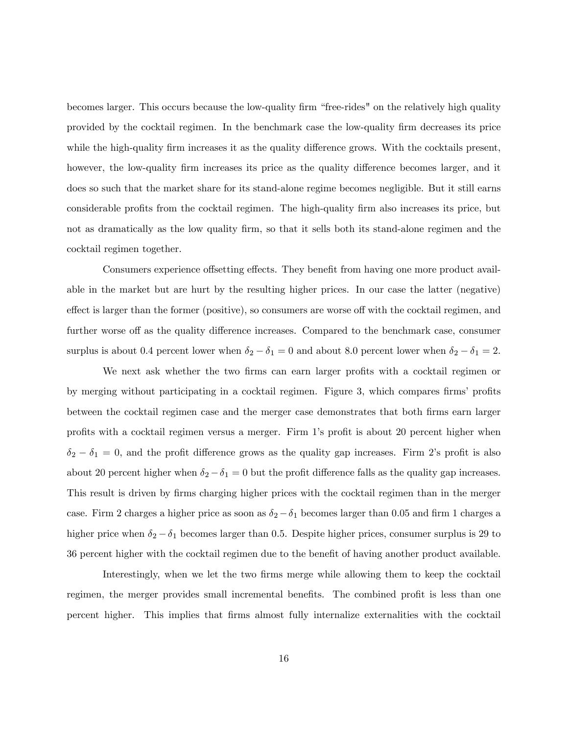becomes larger. This occurs because the low-quality firm "free-rides" on the relatively high quality provided by the cocktail regimen. In the benchmark case the low-quality firm decreases its price while the high-quality firm increases it as the quality difference grows. With the cocktails present, however, the low-quality firm increases its price as the quality difference becomes larger, and it does so such that the market share for its stand-alone regime becomes negligible. But it still earns considerable profits from the cocktail regimen. The high-quality firm also increases its price, but not as dramatically as the low quality firm, so that it sells both its stand-alone regimen and the cocktail regimen together.

Consumers experience offsetting effects. They benefit from having one more product available in the market but are hurt by the resulting higher prices. In our case the latter (negative) effect is larger than the former (positive), so consumers are worse off with the cocktail regimen, and further worse off as the quality difference increases. Compared to the benchmark case, consumer surplus is about 0.4 percent lower when $\delta_2 - \delta_1 = 0$ and about 8.0 percent lower when $\delta_2 - \delta_1 = 2$.

We next ask whether the two firms can earn larger profits with a cocktail regimen or by merging without participating in a cocktail regimen. Figure 3, which compares firms' profits between the cocktail regimen case and the merger case demonstrates that both firms earn larger profits with a cocktail regimen versus a merger. Firm 1's profit is about 20 percent higher when $\delta_2 - \delta_1 = 0$, and the profit difference grows as the quality gap increases. Firm 2's profit is also about 20 percent higher when $\delta_2 - \delta_1 = 0$ but the profit difference falls as the quality gap increases. This result is driven by firms charging higher prices with the cocktail regimen than in the merger case. Firm 2 charges a higher price as soon as $\delta_2 - \delta_1$ becomes larger than 0.05 and firm 1 charges a higher price when $\delta_2 - \delta_1$ becomes larger than 0.5. Despite higher prices, consumer surplus is 29 to 36 percent higher with the cocktail regimen due to the benefit of having another product available.

Interestingly, when we let the two firms merge while allowing them to keep the cocktail regimen, the merger provides small incremental benefits. The combined profit is less than one percent higher. This implies that firms almost fully internalize externalities with the cocktail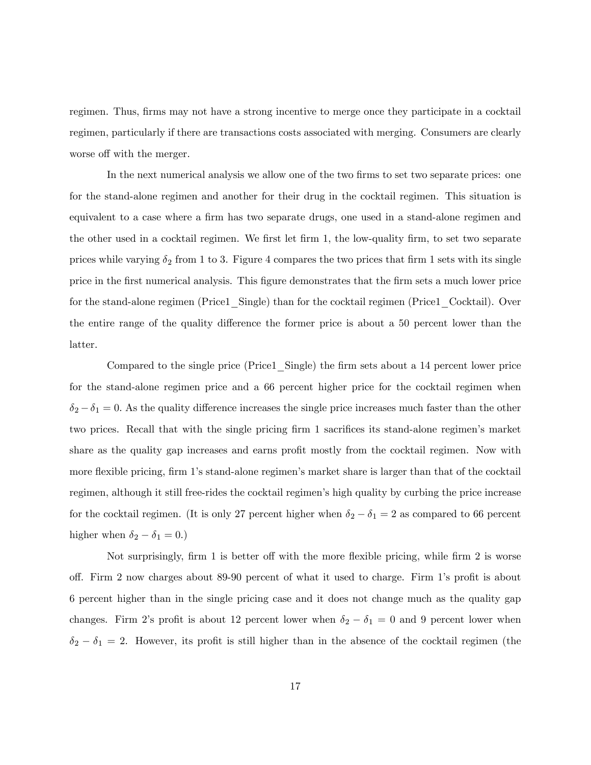regimen. Thus, firms may not have a strong incentive to merge once they participate in a cocktail regimen, particularly if there are transactions costs associated with merging. Consumers are clearly worse off with the merger.

In the next numerical analysis we allow one of the two firms to set two separate prices: one for the stand-alone regimen and another for their drug in the cocktail regimen. This situation is equivalent to a case where a firm has two separate drugs, one used in a stand-alone regimen and the other used in a cocktail regimen. We first let firm 1, the low-quality firm, to set two separate prices while varying $\delta_2$ from 1 to 3. Figure 4 compares the two prices that firm 1 sets with its single price in the first numerical analysis. This figure demonstrates that the firm sets a much lower price for the stand-alone regimen (Price1_Single) than for the cocktail regimen (Price1_Cocktail). Over the entire range of the quality difference the former price is about a 50 percent lower than the latter.

Compared to the single price (Price1_Single) the firm sets about a 14 percent lower price for the stand-alone regimen price and a 66 percent higher price for the cocktail regimen when $\delta_2 - \delta_1 = 0$. As the quality difference increases the single price increases much faster than the other two prices. Recall that with the single pricing firm 1 sacrifices its stand-alone regimen's market share as the quality gap increases and earns profit mostly from the cocktail regimen. Now with more flexible pricing, firm 1's stand-alone regimen's market share is larger than that of the cocktail regimen, although it still free-rides the cocktail regimen's high quality by curbing the price increase for the cocktail regimen. (It is only 27 percent higher when $\delta_2 - \delta_1 = 2$ as compared to 66 percent higher when $\delta_2 - \delta_1 = 0$.)

Not surprisingly, firm 1 is better off with the more flexible pricing, while firm 2 is worse off. Firm 2 now charges about 89-90 percent of what it used to charge. Firm 1's profit is about 6 percent higher than in the single pricing case and it does not change much as the quality gap changes. Firm 2's profit is about 12 percent lower when $\delta_2 - \delta_1 = 0$ and 9 percent lower when $\delta_2 - \delta_1 = 2$. However, its profit is still higher than in the absence of the cocktail regimen (the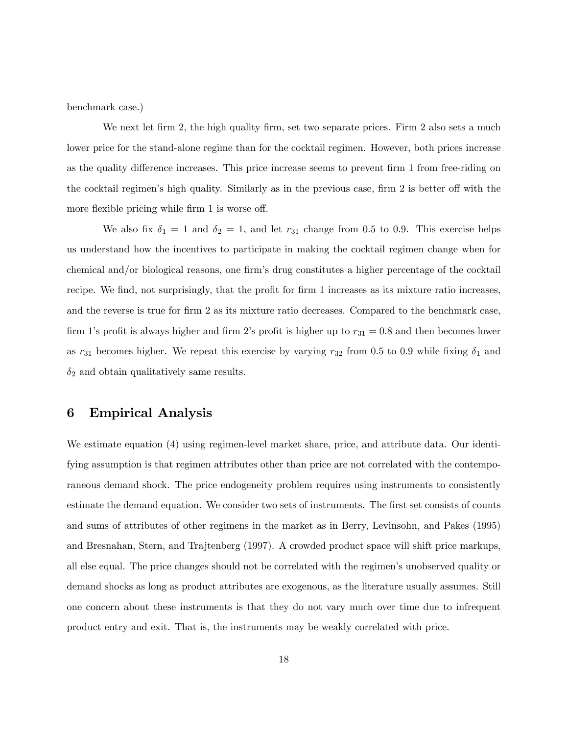benchmark case.)

We next let firm 2, the high quality firm, set two separate prices. Firm 2 also sets a much lower price for the stand-alone regime than for the cocktail regimen. However, both prices increase as the quality difference increases. This price increase seems to prevent firm 1 from free-riding on the cocktail regimen's high quality. Similarly as in the previous case, firm 2 is better off with the more flexible pricing while firm 1 is worse off.

We also fix $\delta_1 = 1$ and $\delta_2 = 1$, and let $r_{31}$ change from 0.5 to 0.9. This exercise helps us understand how the incentives to participate in making the cocktail regimen change when for chemical and/or biological reasons, one firm's drug constitutes a higher percentage of the cocktail recipe. We find, not surprisingly, that the profit for firm 1 increases as its mixture ratio increases, and the reverse is true for firm 2 as its mixture ratio decreases. Compared to the benchmark case, firm 1's profit is always higher and firm 2's profit is higher up to $r_{31} = 0.8$ and then becomes lower as $r_{31}$ becomes higher. We repeat this exercise by varying $r_{32}$ from 0.5 to 0.9 while fixing $\delta_1$ and $\delta_2$ and obtain qualitatively same results.

## 6 Empirical Analysis

We estimate equation (4) using regimen-level market share, price, and attribute data. Our identifying assumption is that regimen attributes other than price are not correlated with the contemporaneous demand shock. The price endogeneity problem requires using instruments to consistently estimate the demand equation. We consider two sets of instruments. The first set consists of counts and sums of attributes of other regimens in the market as in Berry, Levinsohn, and Pakes (1995) and Bresnahan, Stern, and Trajtenberg (1997). A crowded product space will shift price markups, all else equal. The price changes should not be correlated with the regimen's unobserved quality or demand shocks as long as product attributes are exogenous, as the literature usually assumes. Still one concern about these instruments is that they do not vary much over time due to infrequent product entry and exit. That is, the instruments may be weakly correlated with price.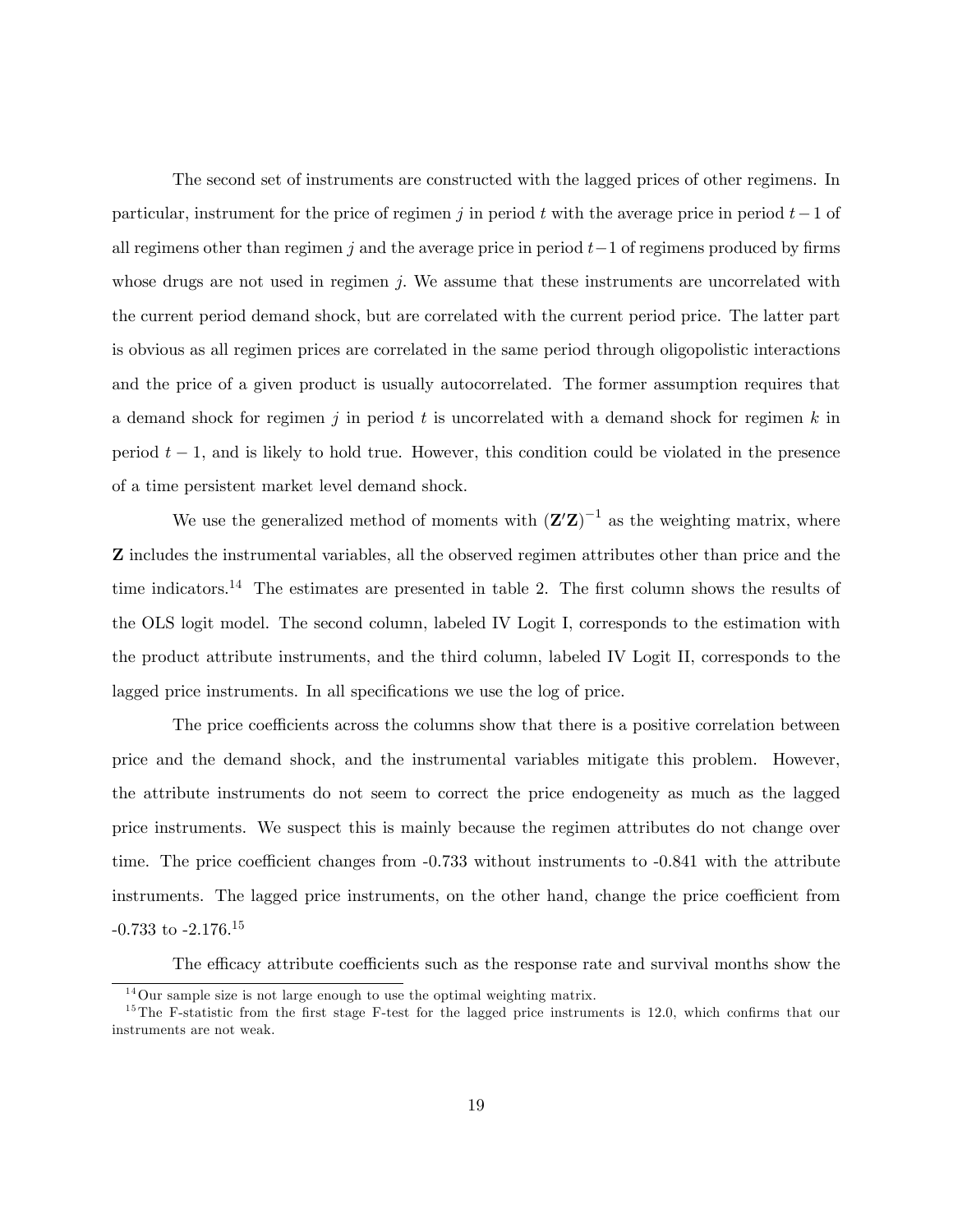The second set of instruments are constructed with the lagged prices of other regimens. In particular, instrument for the price of regimen $j$ in period $t$ with the average price in period $t-1$ of all regimens other than regimen $j$ and the average price in period $t-1$ of regimens produced by firms whose drugs are not used in regimen $j$. We assume that these instruments are uncorrelated with the current period demand shock, but are correlated with the current period price. The latter part is obvious as all regimen prices are correlated in the same period through oligopolistic interactions and the price of a given product is usually autocorrelated. The former assumption requires that a demand shock for regimen $j$ in period $t$ is uncorrelated with a demand shock for regimen $k$ in period $t-1$, and is likely to hold true. However, this condition could be violated in the presence of a time persistent market level demand shock.

We use the generalized method of moments with $(\mathbf{Z}'\mathbf{Z})^{-1}$ as the weighting matrix, where $\mathbf{Z}$ includes the instrumental variables, all the observed regimen attributes other than price and the time indicators.[14] The estimates are presented in table 2. The first column shows the results of the OLS logit model. The second column, labeled IV Logit I, corresponds to the estimation with the product attribute instruments, and the third column, labeled IV Logit II, corresponds to the lagged price instruments. In all specifications we use the log of price.

The price coefficients across the columns show that there is a positive correlation between price and the demand shock, and the instrumental variables mitigate this problem. However, the attribute instruments do not seem to correct the price endogeneity as much as the lagged price instruments. We suspect this is mainly because the regimen attributes do not change over time. The price coefficient changes from -0.733 without instruments to -0.841 with the attribute instruments. The lagged price instruments, on the other hand, change the price coefficient from -0.733 to -2.176.[15]

The efficacy attribute coefficients such as the response rate and survival months show the

[14] Our sample size is not large enough to use the optimal weighting matrix.

[15] The F-statistic from the first stage F-test for the lagged price instruments is 12.0, which confirms that our instruments are not weak.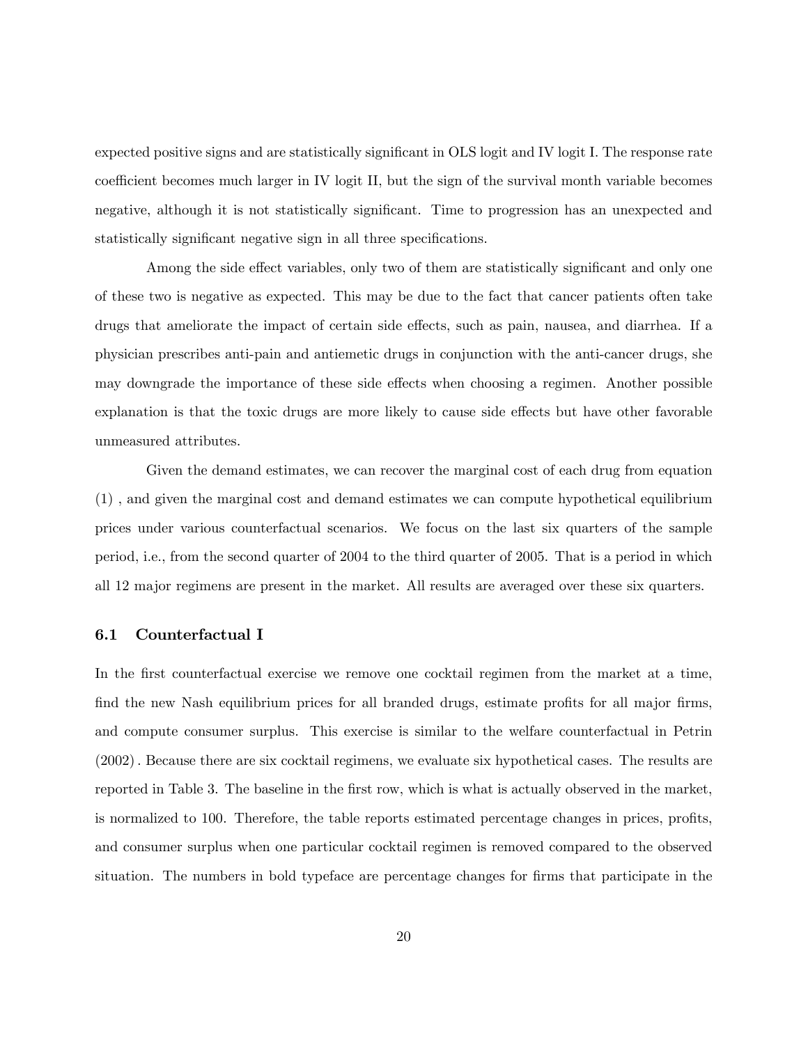expected positive signs and are statistically significant in OLS logit and IV logit I. The response rate coefficient becomes much larger in IV logit II, but the sign of the survival month variable becomes negative, although it is not statistically significant. Time to progression has an unexpected and statistically significant negative sign in all three specifications.

Among the side effect variables, only two of them are statistically significant and only one of these two is negative as expected. This may be due to the fact that cancer patients often take drugs that ameliorate the impact of certain side effects, such as pain, nausea, and diarrhea. If a physician prescribes anti-pain and antiemetic drugs in conjunction with the anti-cancer drugs, she may downgrade the importance of these side effects when choosing a regimen. Another possible explanation is that the toxic drugs are more likely to cause side effects but have other favorable unmeasured attributes.

Given the demand estimates, we can recover the marginal cost of each drug from equation (1) , and given the marginal cost and demand estimates we can compute hypothetical equilibrium prices under various counterfactual scenarios. We focus on the last six quarters of the sample period, i.e., from the second quarter of 2004 to the third quarter of 2005. That is a period in which all 12 major regimens are present in the market. All results are averaged over these six quarters.

### 6.1 Counterfactual I

In the first counterfactual exercise we remove one cocktail regimen from the market at a time, find the new Nash equilibrium prices for all branded drugs, estimate profits for all major firms, and compute consumer surplus. This exercise is similar to the welfare counterfactual in Petrin (2002). Because there are six cocktail regimens, we evaluate six hypothetical cases. The results are reported in Table 3. The baseline in the first row, which is what is actually observed in the market, is normalized to 100. Therefore, the table reports estimated percentage changes in prices, profits, and consumer surplus when one particular cocktail regimen is removed compared to the observed situation. The numbers in bold typeface are percentage changes for firms that participate in the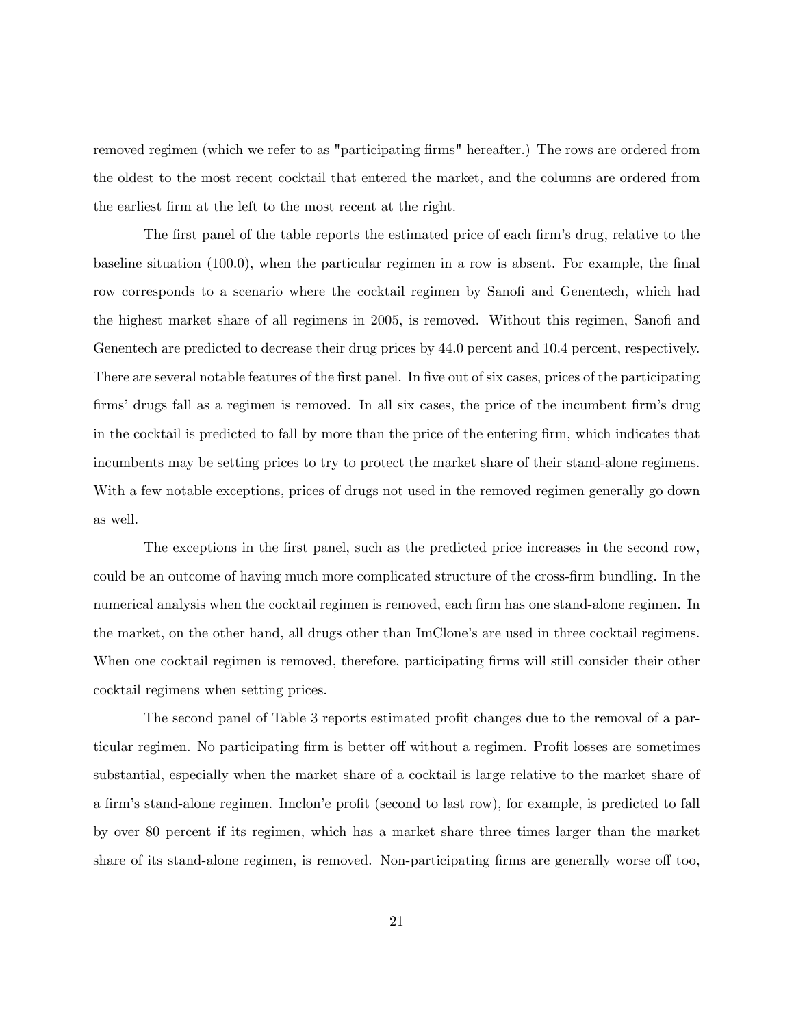removed regimen (which we refer to as "participating firms" hereafter.) The rows are ordered from the oldest to the most recent cocktail that entered the market, and the columns are ordered from the earliest firm at the left to the most recent at the right.

The first panel of the table reports the estimated price of each firm's drug, relative to the baseline situation (100.0), when the particular regimen in a row is absent. For example, the final row corresponds to a scenario where the cocktail regimen by Sanofi and Genentech, which had the highest market share of all regimens in 2005, is removed. Without this regimen, Sanofi and Genentech are predicted to decrease their drug prices by 44.0 percent and 10.4 percent, respectively. There are several notable features of the first panel. In five out of six cases, prices of the participating firms' drugs fall as a regimen is removed. In all six cases, the price of the incumbent firm's drug in the cocktail is predicted to fall by more than the price of the entering firm, which indicates that incumbents may be setting prices to try to protect the market share of their stand-alone regimens. With a few notable exceptions, prices of drugs not used in the removed regimen generally go down as well.

The exceptions in the first panel, such as the predicted price increases in the second row, could be an outcome of having much more complicated structure of the cross-firm bundling. In the numerical analysis when the cocktail regimen is removed, each firm has one stand-alone regimen. In the market, on the other hand, all drugs other than ImClone's are used in three cocktail regimens. When one cocktail regimen is removed, therefore, participating firms will still consider their other cocktail regimens when setting prices.

The second panel of Table 3 reports estimated profit changes due to the removal of a particular regimen. No participating firm is better off without a regimen. Profit losses are sometimes substantial, especially when the market share of a cocktail is large relative to the market share of a firm's stand-alone regimen. Imclon'e profit (second to last row), for example, is predicted to fall by over 80 percent if its regimen, which has a market share three times larger than the market share of its stand-alone regimen, is removed. Non-participating firms are generally worse off too,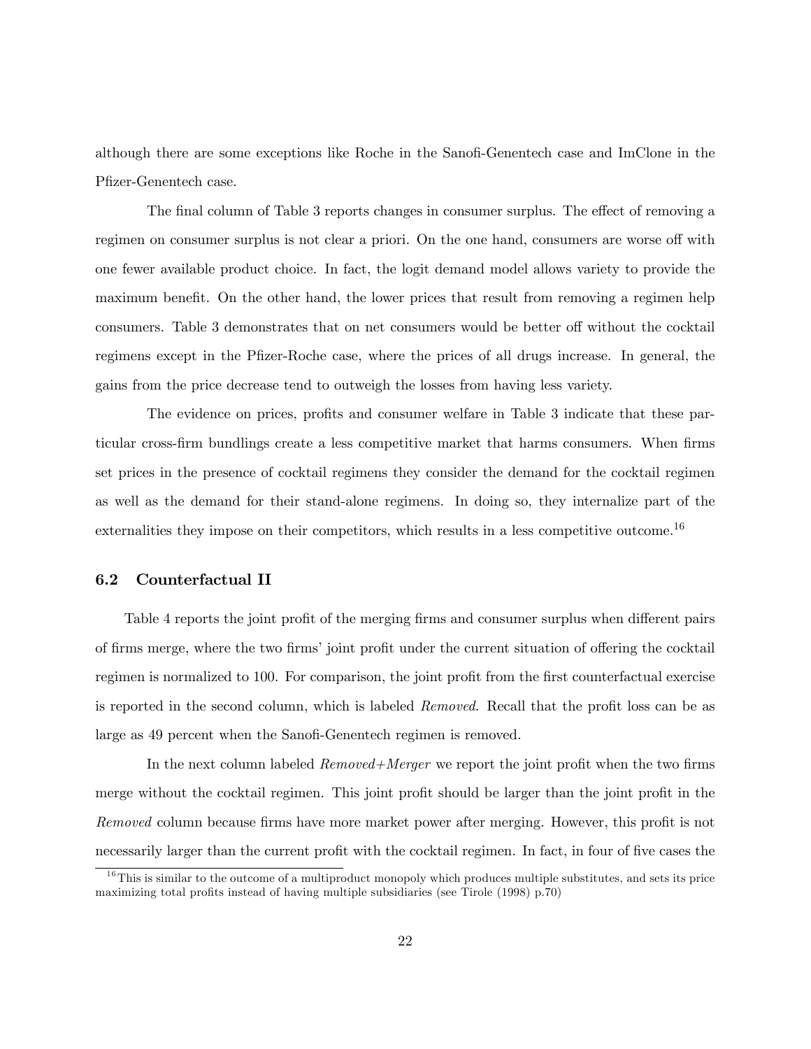although there are some exceptions like Roche in the Sanofi-Genentech case and ImClone in the Pfizer-Genentech case.

The final column of Table 3 reports changes in consumer surplus. The effect of removing a regimen on consumer surplus is not clear a priori. On the one hand, consumers are worse off with one fewer available product choice. In fact, the logit demand model allows variety to provide the maximum benefit. On the other hand, the lower prices that result from removing a regimen help consumers. Table 3 demonstrates that on net consumers would be better off without the cocktail regimens except in the Pfizer-Roche case, where the prices of all drugs increase. In general, the gains from the price decrease tend to outweigh the losses from having less variety.

The evidence on prices, profits and consumer welfare in Table 3 indicate that these particular cross-firm bundlings create a less competitive market that harms consumers. When firms set prices in the presence of cocktail regimens they consider the demand for the cocktail regimen as well as the demand for their stand-alone regimens. In doing so, they internalize part of the externalities they impose on their competitors, which results in a less competitive outcome.[16]

### 6.2 Counterfactual II

Table 4 reports the joint profit of the merging firms and consumer surplus when different pairs of firms merge, where the two firms' joint profit under the current situation of offering the cocktail regimen is normalized to 100. For comparison, the joint profit from the first counterfactual exercise is reported in the second column, which is labeled *Removed*. Recall that the profit loss can be as large as 49 percent when the Sanofi-Genentech regimen is removed.

In the next column labeled *Removed+Merger* we report the joint profit when the two firms merge without the cocktail regimen. This joint profit should be larger than the joint profit in the *Removed* column because firms have more market power after merging. However, this profit is not necessarily larger than the current profit with the cocktail regimen. In fact, in four of five cases the

[16] This is similar to the outcome of a multiproduct monopoly which produces multiple substitutes, and sets its price maximizing total profits instead of having multiple subsidiaries (see Tirole (1998) p.70)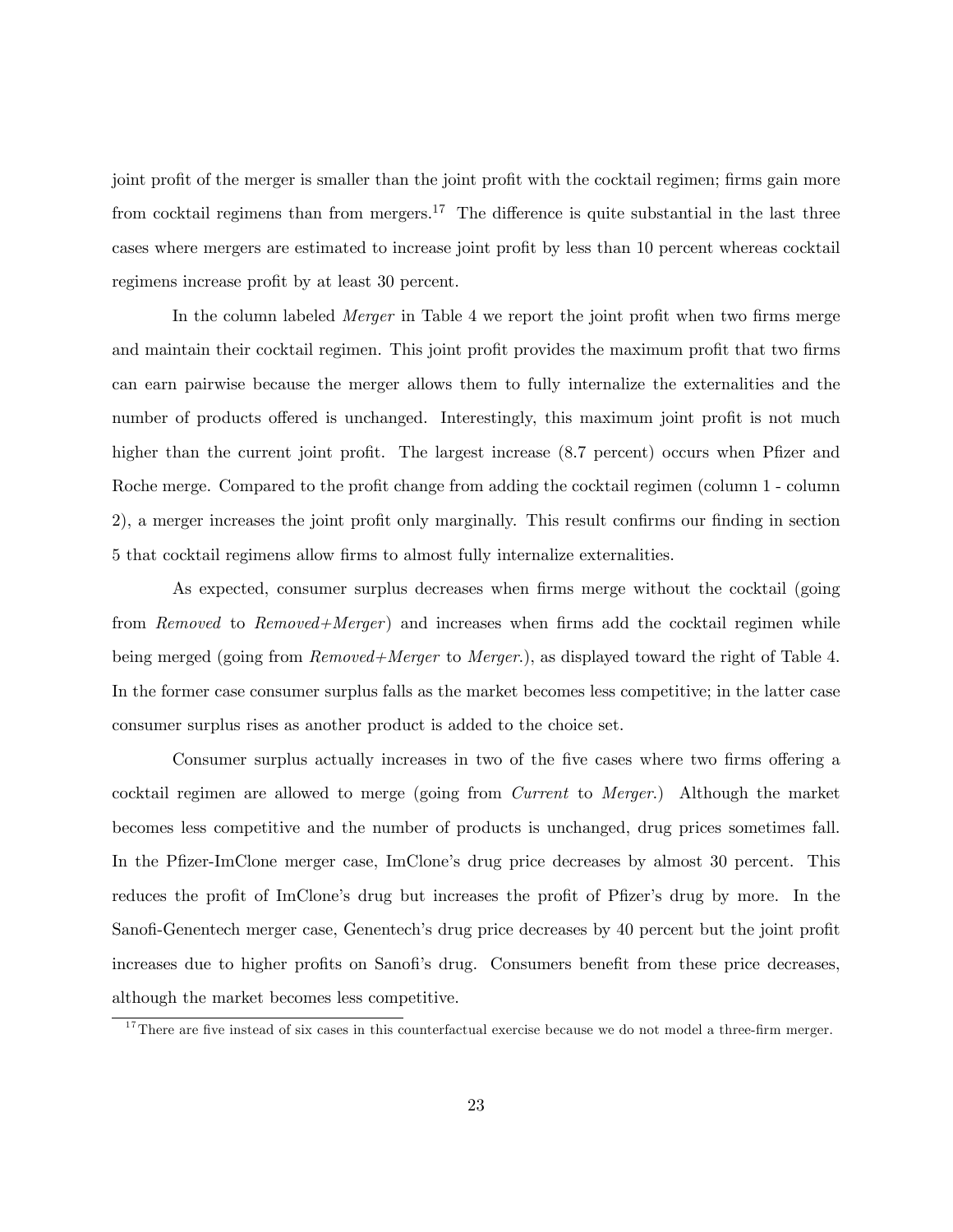joint profit of the merger is smaller than the joint profit with the cocktail regimen; firms gain more from cocktail regimens than from mergers.[17] The difference is quite substantial in the last three cases where mergers are estimated to increase joint profit by less than 10 percent whereas cocktail regimens increase profit by at least 30 percent.

In the column labeled *Merger* in Table 4 we report the joint profit when two firms merge and maintain their cocktail regimen. This joint profit provides the maximum profit that two firms can earn pairwise because the merger allows them to fully internalize the externalities and the number of products offered is unchanged. Interestingly, this maximum joint profit is not much higher than the current joint profit. The largest increase (8.7 percent) occurs when Pfizer and Roche merge. Compared to the profit change from adding the cocktail regimen (column 1 - column 2), a merger increases the joint profit only marginally. This result confirms our finding in section 5 that cocktail regimens allow firms to almost fully internalize externalities.

As expected, consumer surplus decreases when firms merge without the cocktail (going from *Removed* to *Removed+Merger*) and increases when firms add the cocktail regimen while being merged (going from *Removed+Merger* to *Merger*.), as displayed toward the right of Table 4. In the former case consumer surplus falls as the market becomes less competitive; in the latter case consumer surplus rises as another product is added to the choice set.

Consumer surplus actually increases in two of the five cases where two firms offering a cocktail regimen are allowed to merge (going from *Current* to *Merger*.) Although the market becomes less competitive and the number of products is unchanged, drug prices sometimes fall. In the Pfizer-ImClone merger case, ImClone's drug price decreases by almost 30 percent. This reduces the profit of ImClone's drug but increases the profit of Pfizer's drug by more. In the Sanofi-Genentech merger case, Genentech's drug price decreases by 40 percent but the joint profit increases due to higher profits on Sanofi's drug. Consumers benefit from these price decreases, although the market becomes less competitive.

[17] There are five instead of six cases in this counterfactual exercise because we do not model a three-firm merger.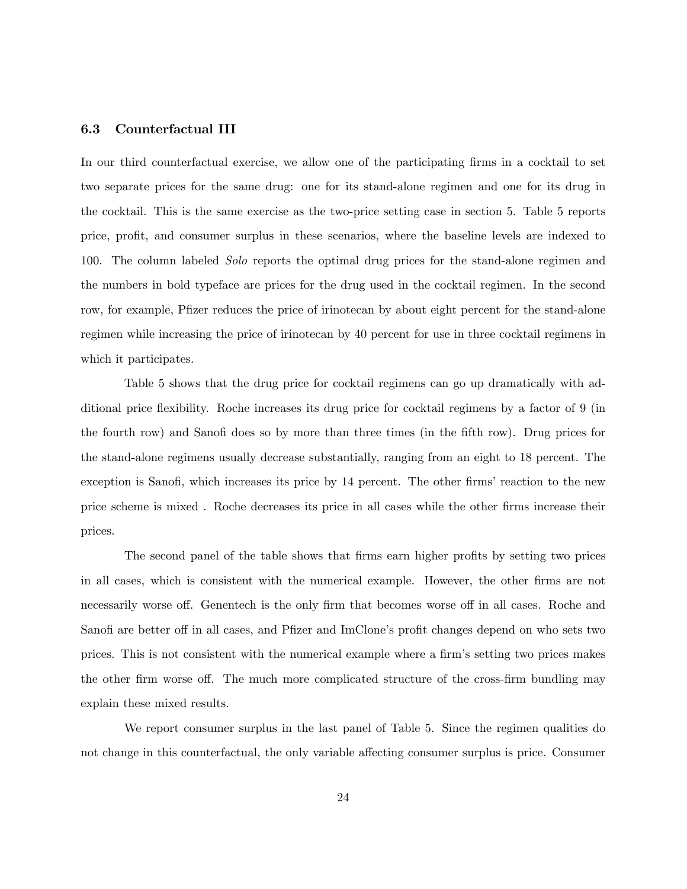### 6.3 Counterfactual III

In our third counterfactual exercise, we allow one of the participating firms in a cocktail to set two separate prices for the same drug: one for its stand-alone regimen and one for its drug in the cocktail. This is the same exercise as the two-price setting case in section 5. Table 5 reports price, profit, and consumer surplus in these scenarios, where the baseline levels are indexed to 100. The column labeled *Solo* reports the optimal drug prices for the stand-alone regimen and the numbers in bold typeface are prices for the drug used in the cocktail regimen. In the second row, for example, Pfizer reduces the price of irinotecan by about eight percent for the stand-alone regimen while increasing the price of irinotecan by 40 percent for use in three cocktail regimens in which it participates.

Table 5 shows that the drug price for cocktail regimens can go up dramatically with additional price flexibility. Roche increases its drug price for cocktail regimens by a factor of 9 (in the fourth row) and Sanofi does so by more than three times (in the fifth row). Drug prices for the stand-alone regimens usually decrease substantially, ranging from an eight to 18 percent. The exception is Sanofi, which increases its price by 14 percent. The other firms' reaction to the new price scheme is mixed . Roche decreases its price in all cases while the other firms increase their prices.

The second panel of the table shows that firms earn higher profits by setting two prices in all cases, which is consistent with the numerical example. However, the other firms are not necessarily worse off. Genentech is the only firm that becomes worse off in all cases. Roche and Sanofi are better off in all cases, and Pfizer and ImClone's profit changes depend on who sets two prices. This is not consistent with the numerical example where a firm's setting two prices makes the other firm worse off. The much more complicated structure of the cross-firm bundling may explain these mixed results.

We report consumer surplus in the last panel of Table 5. Since the regimen qualities do not change in this counterfactual, the only variable affecting consumer surplus is price. Consumer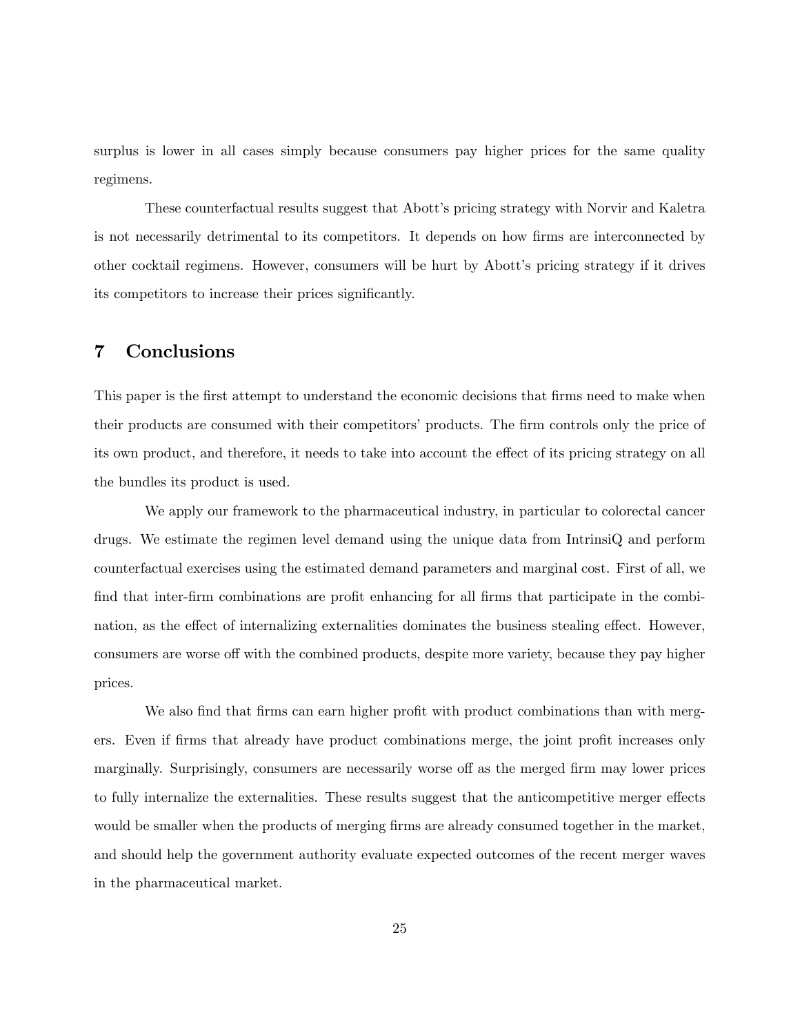surplus is lower in all cases simply because consumers pay higher prices for the same quality regimens.

These counterfactual results suggest that Abott's pricing strategy with Norvir and Kaletra is not necessarily detrimental to its competitors. It depends on how firms are interconnected by other cocktail regimens. However, consumers will be hurt by Abott's pricing strategy if it drives its competitors to increase their prices significantly.

## 7 Conclusions

This paper is the first attempt to understand the economic decisions that firms need to make when their products are consumed with their competitors' products. The firm controls only the price of its own product, and therefore, it needs to take into account the effect of its pricing strategy on all the bundles its product is used.

We apply our framework to the pharmaceutical industry, in particular to colorectal cancer drugs. We estimate the regimen level demand using the unique data from IntrinsiQ and perform counterfactual exercises using the estimated demand parameters and marginal cost. First of all, we find that inter-firm combinations are profit enhancing for all firms that participate in the combination, as the effect of internalizing externalities dominates the business stealing effect. However, consumers are worse off with the combined products, despite more variety, because they pay higher prices.

We also find that firms can earn higher profit with product combinations than with mergers. Even if firms that already have product combinations merge, the joint profit increases only marginally. Surprisingly, consumers are necessarily worse off as the merged firm may lower prices to fully internalize the externalities. These results suggest that the anticompetitive merger effects would be smaller when the products of merging firms are already consumed together in the market, and should help the government authority evaluate expected outcomes of the recent merger waves in the pharmaceutical market.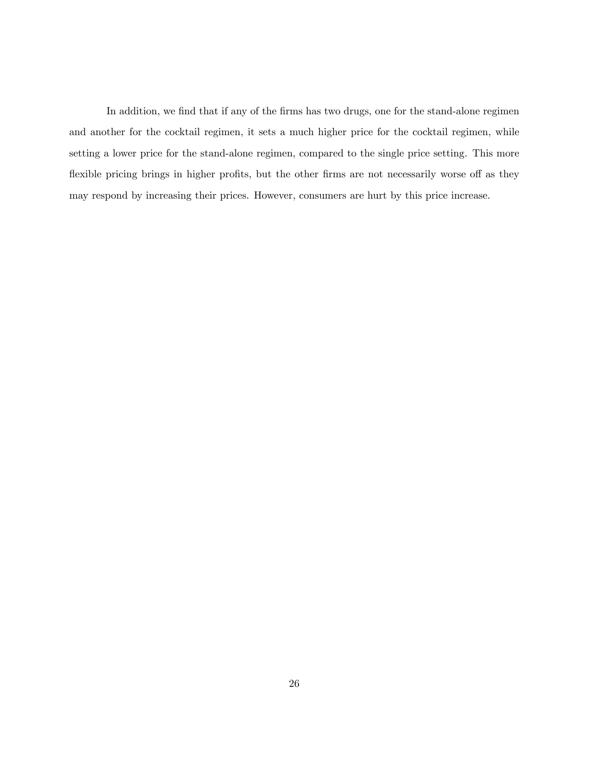In addition, we find that if any of the firms has two drugs, one for the stand-alone regimen and another for the cocktail regimen, it sets a much higher price for the cocktail regimen, while setting a lower price for the stand-alone regimen, compared to the single price setting. This more flexible pricing brings in higher profits, but the other firms are not necessarily worse off as they may respond by increasing their prices. However, consumers are hurt by this price increase.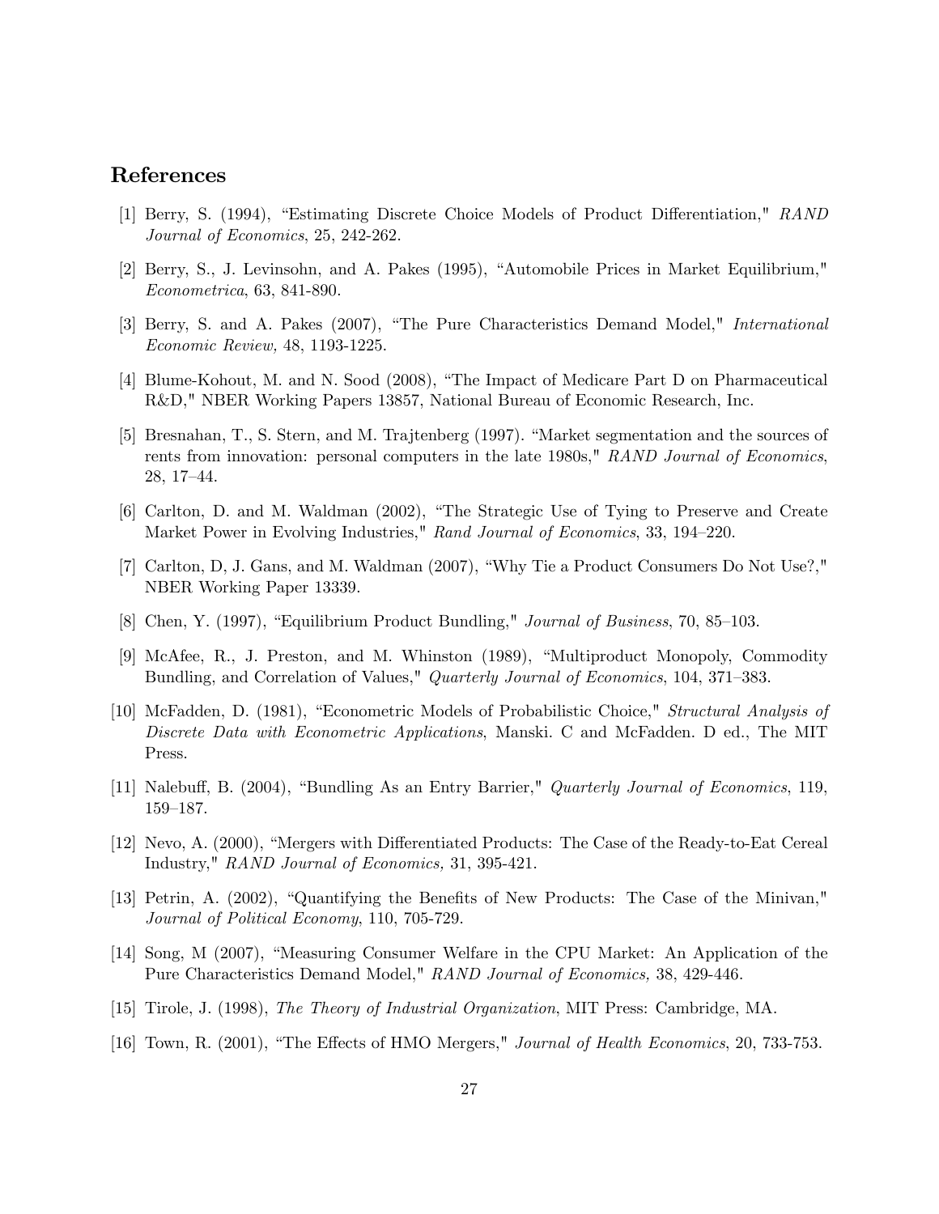## References

[1] Berry, S. (1994), "Estimating Discrete Choice Models of Product Differentiation," *RAND Journal of Economics*, 25, 242-262.

[2] Berry, S., J. Levinsohn, and A. Pakes (1995), "Automobile Prices in Market Equilibrium," *Econometrica*, 63, 841-890.

[3] Berry, S. and A. Pakes (2007), "The Pure Characteristics Demand Model," *International Economic Review,* 48, 1193-1225.

[4] Blume-Kohout, M. and N. Sood (2008), "The Impact of Medicare Part D on Pharmaceutical R&D," NBER Working Papers 13857, National Bureau of Economic Research, Inc.

[5] Bresnahan, T., S. Stern, and M. Trajtenberg (1997). "Market segmentation and the sources of rents from innovation: personal computers in the late 1980s," *RAND Journal of Economics*, 28, 17–44.

[6] Carlton, D. and M. Waldman (2002), "The Strategic Use of Tying to Preserve and Create Market Power in Evolving Industries," *Rand Journal of Economics*, 33, 194–220.

[7] Carlton, D, J. Gans, and M. Waldman (2007), "Why Tie a Product Consumers Do Not Use?," NBER Working Paper 13339.

[8] Chen, Y. (1997), "Equilibrium Product Bundling," *Journal of Business*, 70, 85–103.

[9] McAfee, R., J. Preston, and M. Whinston (1989), "Multiproduct Monopoly, Commodity Bundling, and Correlation of Values," *Quarterly Journal of Economics*, 104, 371–383.

[10] McFadden, D. (1981), "Econometric Models of Probabilistic Choice," *Structural Analysis of Discrete Data with Econometric Applications*, Manski. C and McFadden. D ed., The MIT Press.

[11] Nalebuff, B. (2004), "Bundling As an Entry Barrier," *Quarterly Journal of Economics*, 119, 159–187.

[12] Nevo, A. (2000), "Mergers with Differentiated Products: The Case of the Ready-to-Eat Cereal Industry," *RAND Journal of Economics,* 31, 395-421.

[13] Petrin, A. (2002), "Quantifying the Benefits of New Products: The Case of the Minivan," *Journal of Political Economy*, 110, 705-729.

[14] Song, M (2007), "Measuring Consumer Welfare in the CPU Market: An Application of the Pure Characteristics Demand Model," *RAND Journal of Economics,* 38, 429-446.

[15] Tirole, J. (1998), *The Theory of Industrial Organization*, MIT Press: Cambridge, MA.

[16] Town, R. (2001), "The Effects of HMO Mergers," *Journal of Health Economics*, 20, 733-753.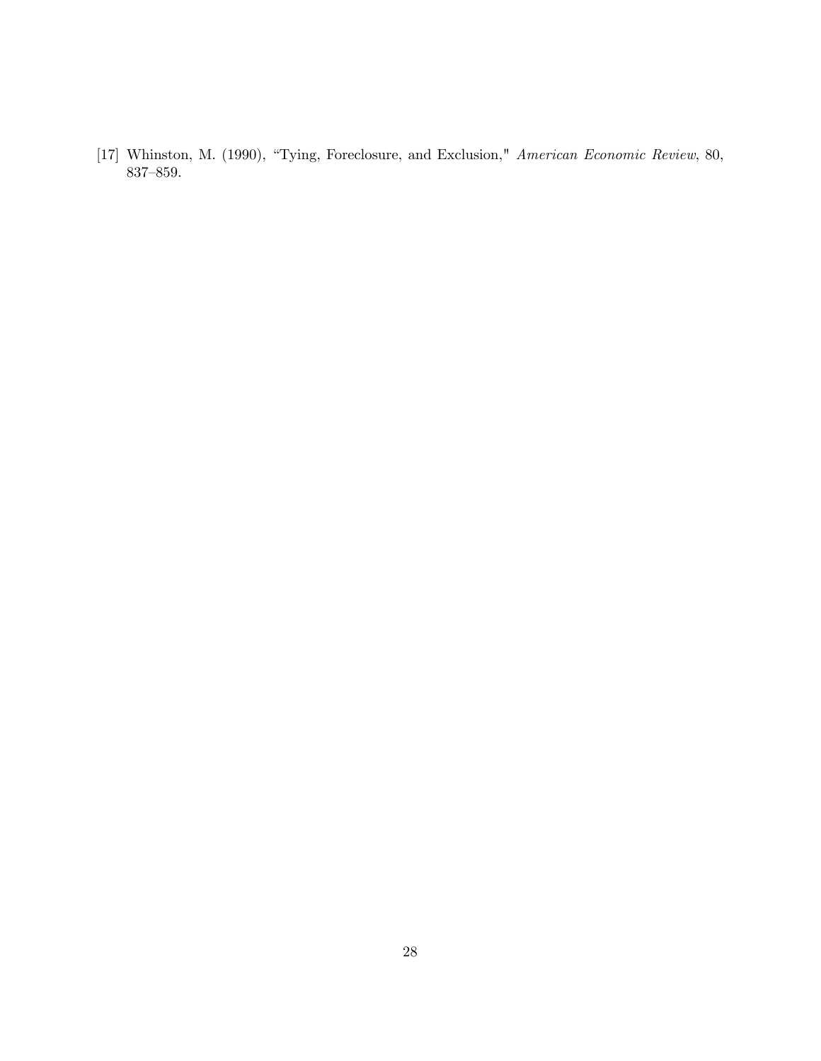[17] Whinston, M. (1990), “Tying, Foreclosure, and Exclusion," *American Economic Review*, 80, 837–859.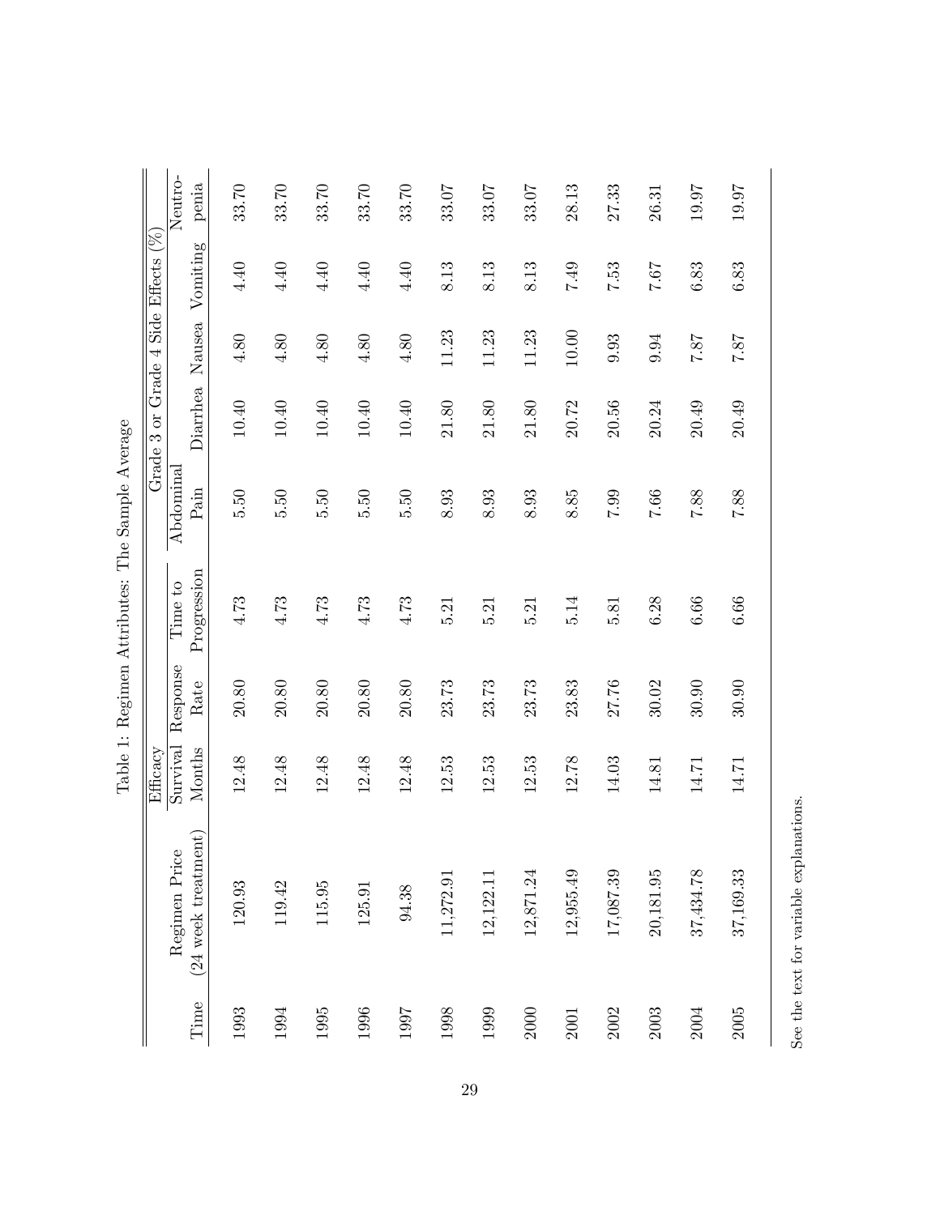Table 1: Regimen Attributes: The Sample Average

| Time | Regimen Price (24 week treatment) | Efficacy | | | Grade 3 or Grade 4 Side Effects (%) | | | | |
|---|---|---|---|---|---|---|---|---|---|
| | | Survival Months | Response Rate | Time to Progression | Abdominal Pain | Diarrhea | Nausea | Vomiting | Neutro-penia |
| 1993 | 120.93 | 12.48 | 20.80 | 4.73 | 5.50 | 10.40 | 4.80 | 4.40 | 33.70 |
| 1994 | 119.42 | 12.48 | 20.80 | 4.73 | 5.50 | 10.40 | 4.80 | 4.40 | 33.70 |
| 1995 | 115.95 | 12.48 | 20.80 | 4.73 | 5.50 | 10.40 | 4.80 | 4.40 | 33.70 |
| 1996 | 125.91 | 12.48 | 20.80 | 4.73 | 5.50 | 10.40 | 4.80 | 4.40 | 33.70 |
| 1997 | 94.38 | 12.48 | 20.80 | 4.73 | 5.50 | 10.40 | 4.80 | 4.40 | 33.70 |
| 1998 | 11,272.91 | 12.53 | 23.73 | 5.21 | 8.93 | 21.80 | 11.23 | 8.13 | 33.07 |
| 1999 | 12,122.11 | 12.53 | 23.73 | 5.21 | 8.93 | 21.80 | 11.23 | 8.13 | 33.07 |
| 2000 | 12,871.24 | 12.53 | 23.73 | 5.21 | 8.93 | 21.80 | 11.23 | 8.13 | 33.07 |
| 2001 | 12,955.49 | 12.78 | 23.83 | 5.14 | 8.85 | 20.72 | 10.00 | 7.49 | 28.13 |
| 2002 | 17,087.39 | 14.03 | 27.76 | 5.81 | 7.99 | 20.56 | 9.93 | 7.53 | 27.33 |
| 2003 | 20,181.95 | 14.81 | 30.02 | 6.28 | 7.66 | 20.24 | 9.94 | 7.67 | 26.31 |
| 2004 | 37,434.78 | 14.71 | 30.90 | 6.66 | 7.88 | 20.49 | 7.87 | 6.83 | 19.97 |
| 2005 | 37,169.33 | 14.71 | 30.90 | 6.66 | 7.88 | 20.49 | 7.87 | 6.83 | 19.97 |

See the text for variable explanations.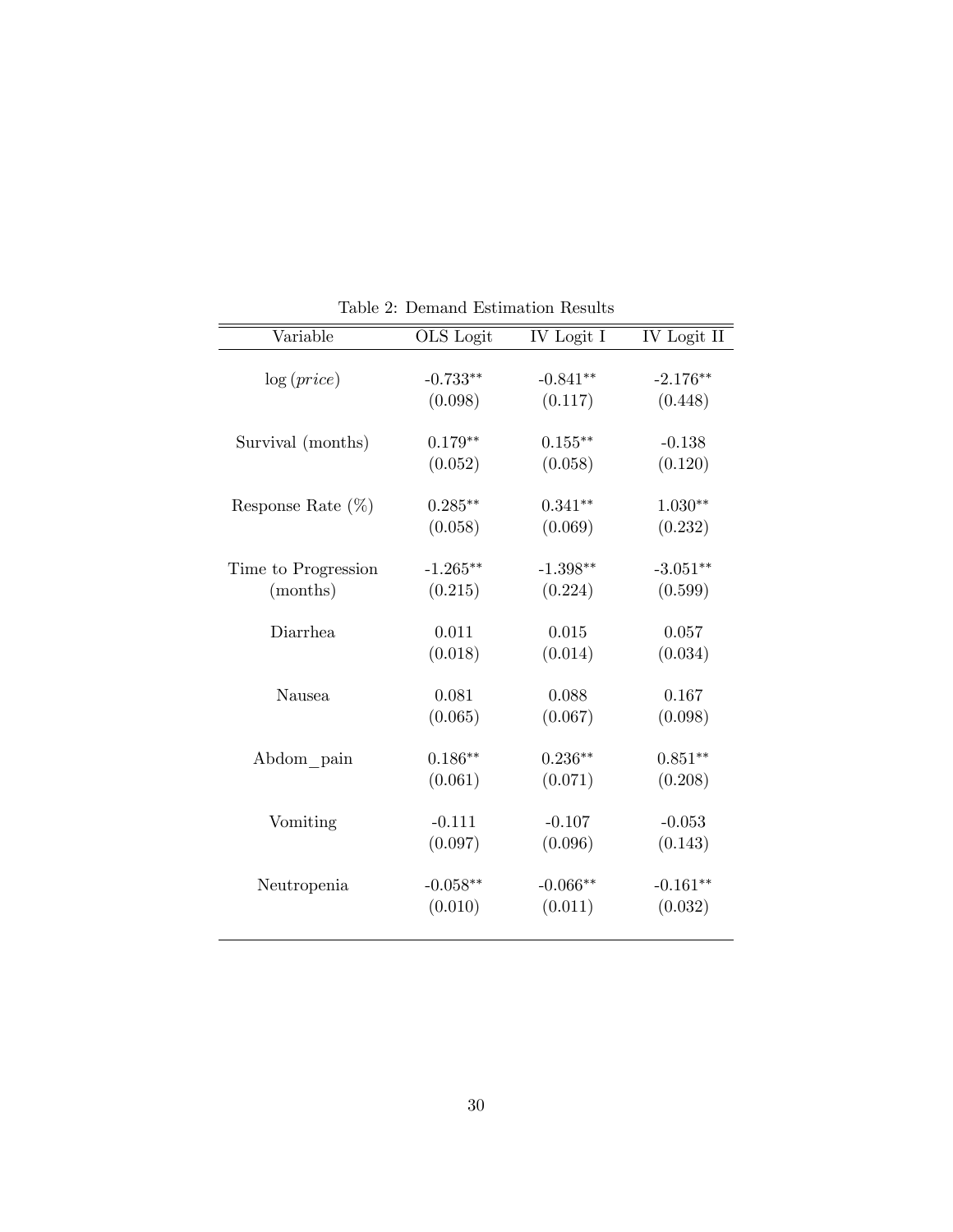Table 2: Demand Estimation Results

| Variable | OLS Logit | IV Logit I | IV Logit II |
|---|---|---|---|
| $\log(price)$ | -0.733** | -0.841** | -2.176** |
| | (0.098) | (0.117) | (0.448) |
| Survival (months) | 0.179** | 0.155** | -0.138 |
| | (0.052) | (0.058) | (0.120) |
| Response Rate (%) | 0.285** | 0.341** | 1.030** |
| | (0.058) | (0.069) | (0.232) |
| Time to Progression (months) | -1.265** | -1.398** | -3.051** |
| | (0.215) | (0.224) | (0.599) |
| Diarrhea | 0.011 | 0.015 | 0.057 |
| | (0.018) | (0.014) | (0.034) |
| Nausea | 0.081 | 0.088 | 0.167 |
| | (0.065) | (0.067) | (0.098) |
| Abdom_pain | 0.186** | 0.236** | 0.851** |
| | (0.061) | (0.071) | (0.208) |
| Vomiting | -0.111 | -0.107 | -0.053 |
| | (0.097) | (0.096) | (0.143) |
| Neutropenia | -0.058** | -0.066** | -0.161** |
| | (0.010) | (0.011) | (0.032) |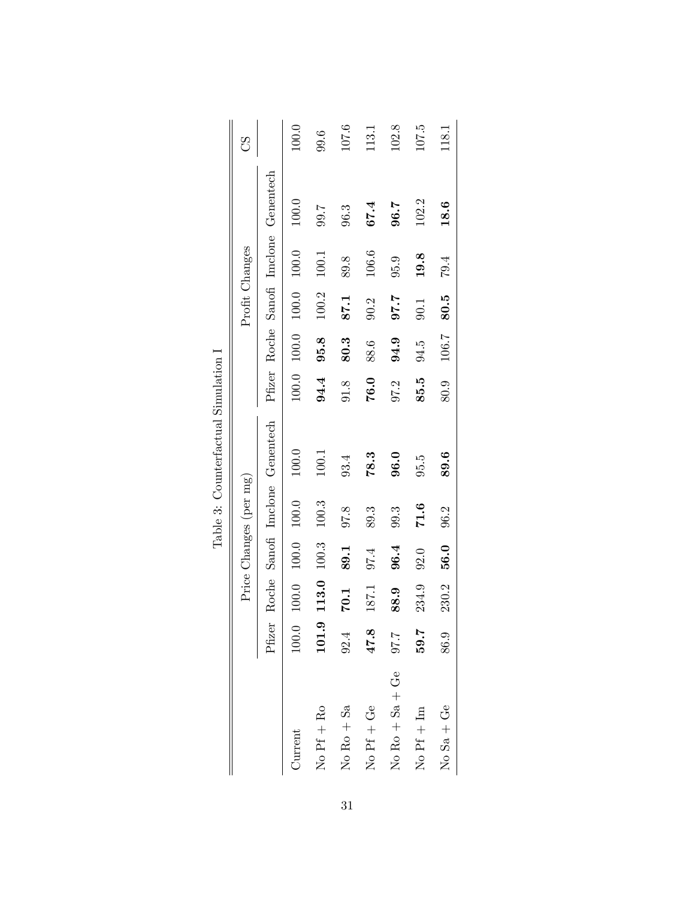Table 3: Counterfactual Simulation I

| | Price Changes (per mg) | | | | | Profit Changes | | | | | CS |
|---|---|---|---|---|---|---|---|---|---|---|---|
| | Pfizer | Roche | Sanofi | Imclone | Genentech | Pfizer | Roche | Sanofi | Imclone | Genentech | |
| Current | 100.0 | 100.0 | 100.0 | 100.0 | 100.0 | 100.0 | 100.0 | 100.0 | 100.0 | 100.0 | 100.0 |
| No Pf + Ro | **101.9** | **113.0** | 100.3 | 100.3 | 100.1 | **94.4** | **95.8** | 100.2 | 100.1 | 99.7 | 99.6 |
| No Ro + Sa | 92.4 | **70.1** | **89.1** | 97.8 | 93.4 | 91.8 | **80.3** | **87.1** | 89.8 | 96.3 | 107.6 |
| No Pf + Ge | **47.8** | 187.1 | 97.4 | 89.3 | **78.3** | **76.0** | 88.6 | 90.2 | 106.6 | **67.4** | 113.1 |
| No Ro + Sa + Ge | 97.7 | **88.9** | **96.4** | 99.3 | **96.0** | 97.2 | **94.9** | **97.7** | 95.9 | **96.7** | 102.8 |
| No Pf + Im | **59.7** | 234.9 | 92.0 | **71.6** | 95.5 | **85.5** | 94.5 | 90.1 | **19.8** | 102.2 | 107.5 |
| No Sa + Ge | 86.9 | 230.2 | **56.0** | 96.2 | **89.6** | 80.9 | 106.7 | **80.5** | 79.4 | **18.6** | 118.1 |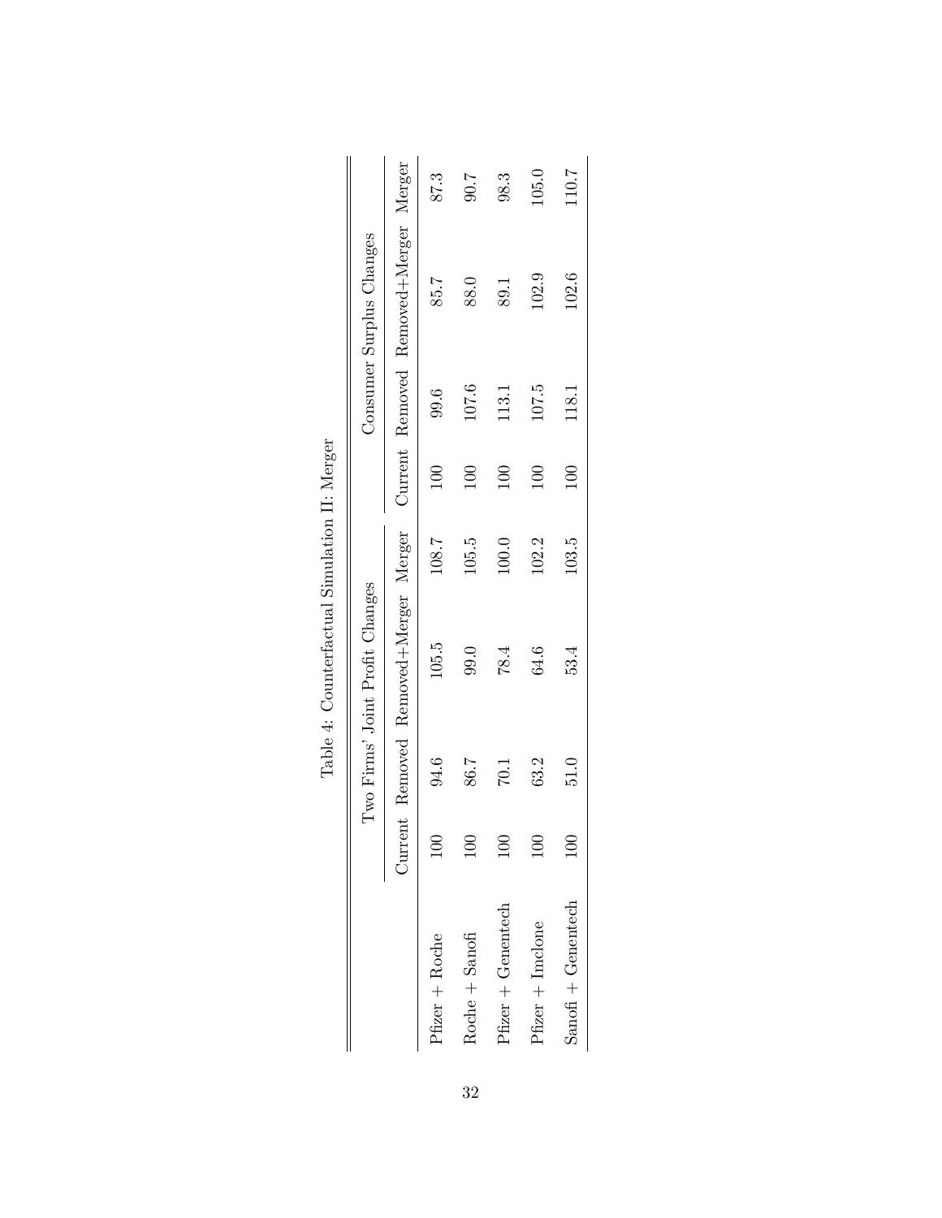Table 4: Counterfactual Simulation II: Merger

| | Two Firms' Joint Profit Changes | | | | Consumer Surplus Changes | | | |
|---|---|---|---|---|---|---|---|---|
| | Current | Removed | Removed+Merger | Merger | Current | Removed | Removed+Merger | Merger |
| Pfizer + Roche | 100 | 94.6 | 105.5 | 108.7 | 100 | 99.6 | 85.7 | 87.3 |
| Roche + Sanofi | 100 | 86.7 | 99.0 | 105.5 | 100 | 107.6 | 88.0 | 90.7 |
| Pfizer + Genentech | 100 | 70.1 | 78.4 | 100.0 | 100 | 113.1 | 89.1 | 98.3 |
| Pfizer + Imclone | 100 | 63.2 | 64.6 | 102.2 | 100 | 107.5 | 102.9 | 105.0 |
| Sanofi + Genentech | 100 | 51.0 | 53.4 | 103.5 | 100 | 118.1 | 102.6 | 110.7 |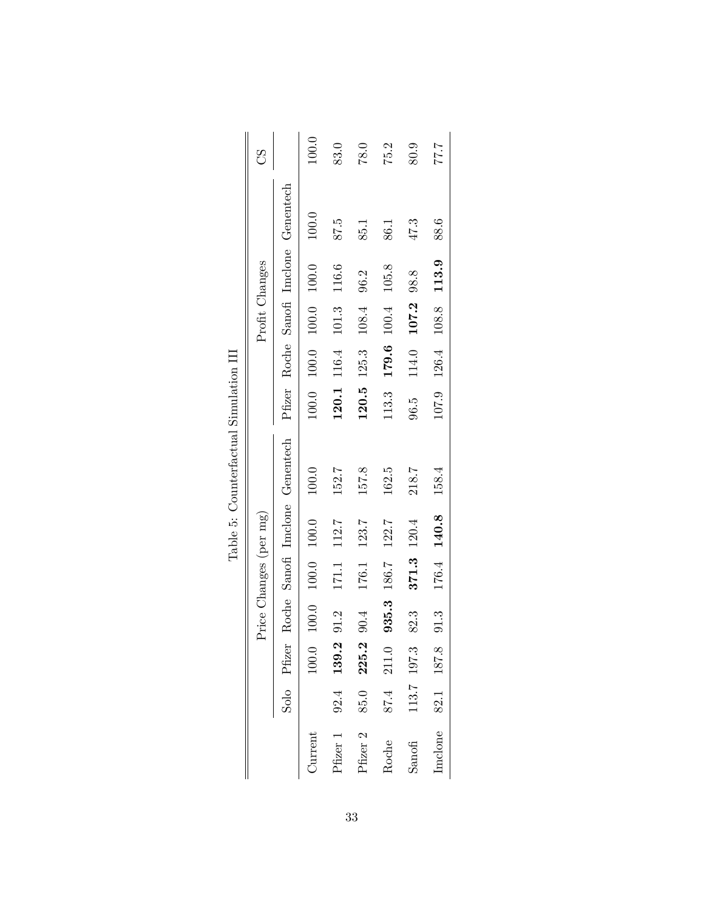Table 5: Counterfactual Simulation III

| | Price Changes (per mg) | | | | | | Profit Changes | | | | | CS |
|---|---|---|---|---|---|---|---|---|---|---|---|---|
| | Solo | Pfizer | Roche | Sanofi | Imclone | Genentech | Pfizer | Roche | Sanofi | Imclone | Genentech | |
| Current | | 100.0 | 100.0 | 100.0 | 100.0 | 100.0 | 100.0 | 100.0 | 100.0 | 100.0 | 100.0 | 100.0 |
| Pfizer 1 | 92.4 | **139.2** | 91.2 | 171.1 | 112.7 | 152.7 | **120.1** | 116.4 | 101.3 | 116.6 | 87.5 | 83.0 |
| Pfizer 2 | 85.0 | **225.2** | 90.4 | 176.1 | 123.7 | 157.8 | **120.5** | 125.3 | 108.4 | 96.2 | 85.1 | 78.0 |
| Roche | 87.4 | 211.0 | **935.3** | 186.7 | 122.7 | 162.5 | 113.3 | **179.6** | 100.4 | 105.8 | 86.1 | 75.2 |
| Sanofi | 113.7 | 197.3 | 82.3 | **371.3** | 120.4 | 218.7 | 96.5 | 114.0 | **107.2** | 98.8 | 47.3 | 80.9 |
| Imclone | 82.1 | 187.8 | 91.3 | 176.4 | **140.8** | 158.4 | 107.9 | 126.4 | 108.8 | **113.9** | 88.6 | 77.7 |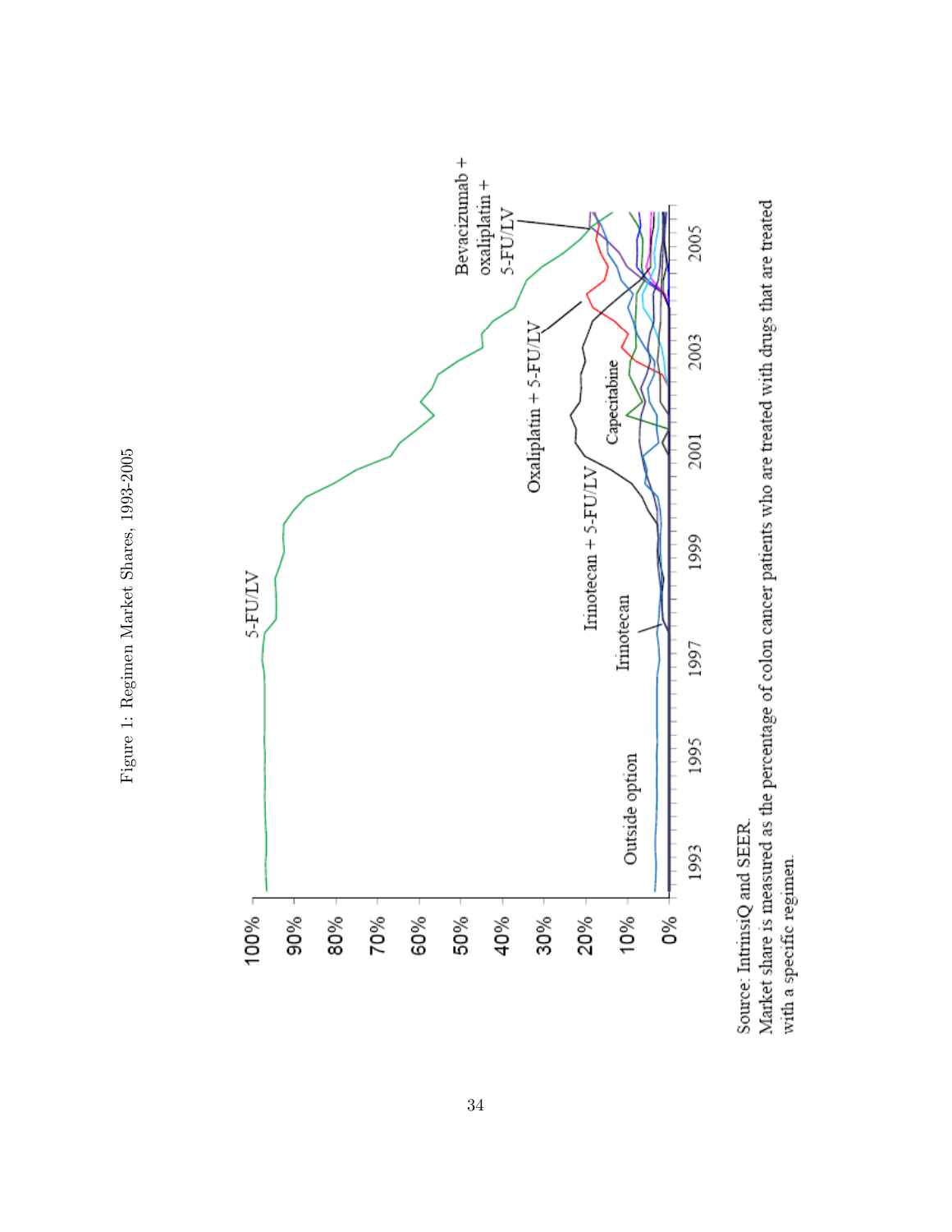Figure 1: Regimen Market Shares, 1993-2005

Source: IntrinsiQ and SEER.
Market share is measured as the percentage of colon cancer patients who are treated with drugs that are treated with a specific regimen.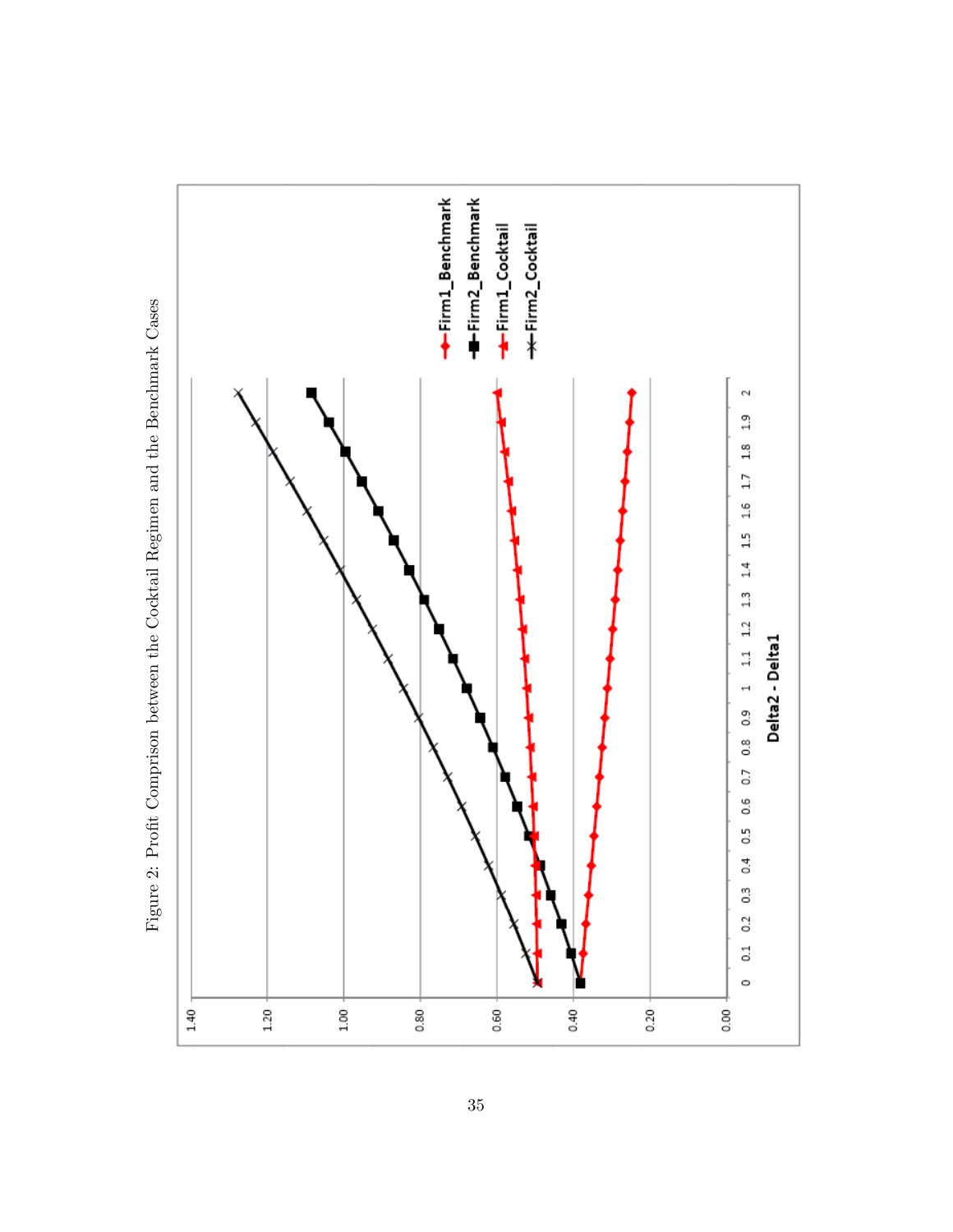Figure 2: Profit Comprison between the Cocktail Regimen and the Benchmark Cases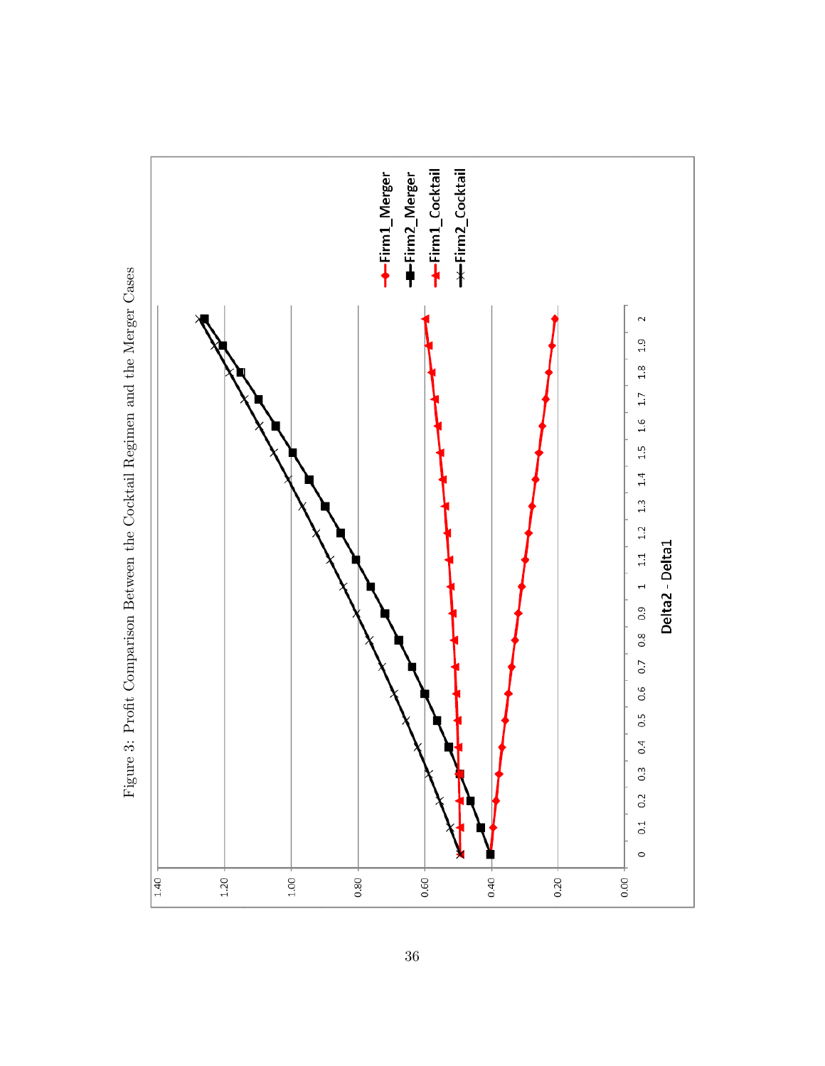Figure 3: Profit Comparison Between the Cocktail Regimen and the Merger Cases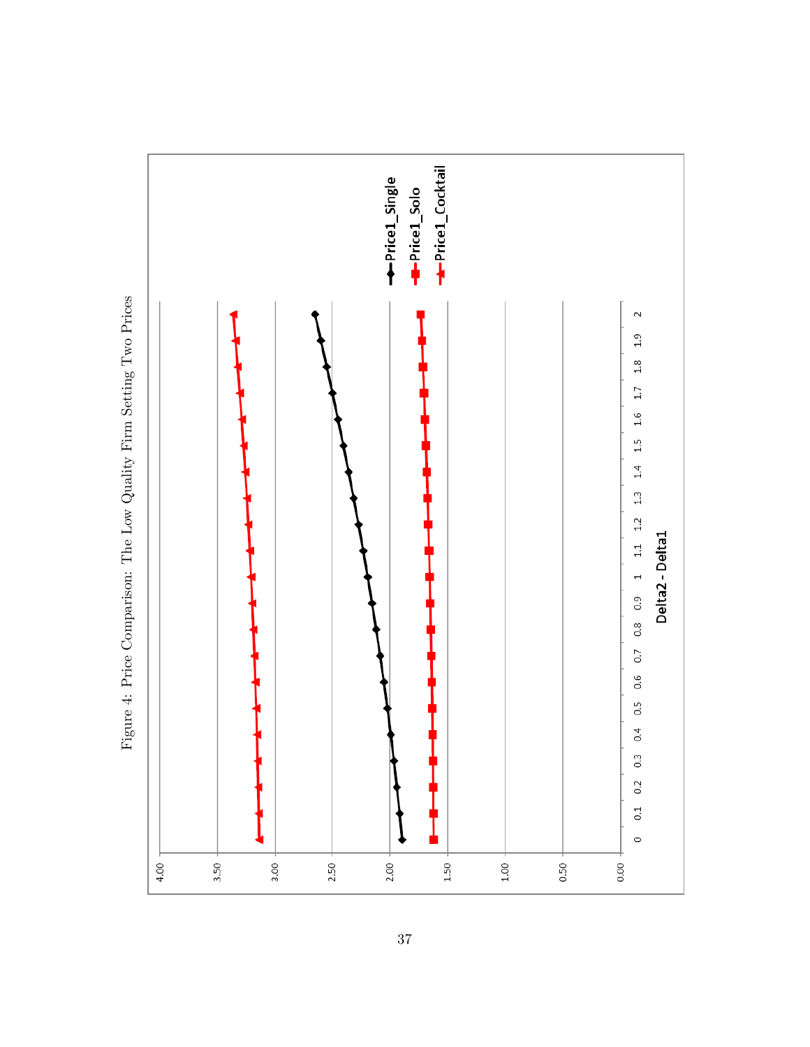Figure 4: Price Comparison: The Low Quality Firm Setting Two Prices

4.00
3.50
3.00
2.50
2.00
1.50
1.00
0.50
0.00

0
0.1
0.2
0.3
0.4
0.5
0.6
0.7
0.8
0.9
1
1.1
1.2
1.3
1.4
1.5
1.6
1.7
1.8
1.9
2

Delta2 - Delta1

Price1_Single
Price1_Solo
Price1_Cocktail